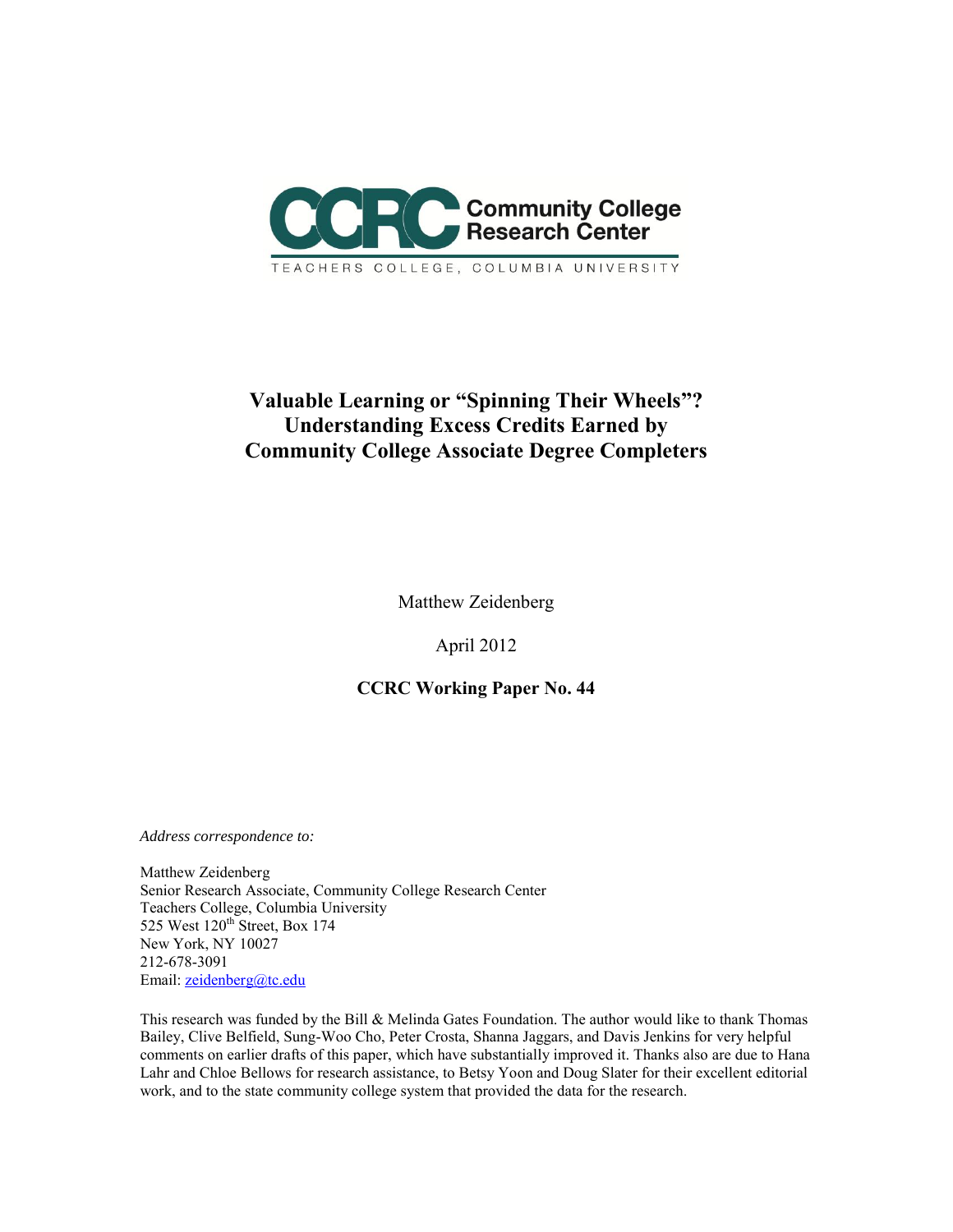Community College Research Center

TEACHERS COLLEGE, COLUMBIA UNIVERSITY

# Valuable Learning or "Spinning Their Wheels"? Understanding Excess Credits Earned by Community College Associate Degree Completers

Matthew Zeidenberg

April 2012

**CCRC Working Paper No. 44**

*Address correspondence to:*

Matthew Zeidenberg
Senior Research Associate, Community College Research Center
Teachers College, Columbia University
525 West 120th Street, Box 174
New York, NY 10027
212-678-3091
Email: zeidenberg@tc.edu

This research was funded by the Bill & Melinda Gates Foundation. The author would like to thank Thomas Bailey, Clive Belfield, Sung-Woo Cho, Peter Crosta, Shanna Jaggars, and Davis Jenkins for very helpful comments on earlier drafts of this paper, which have substantially improved it. Thanks also are due to Hana Lahr and Chloe Bellows for research assistance, to Betsy Yoon and Doug Slater for their excellent editorial work, and to the state community college system that provided the data for the research.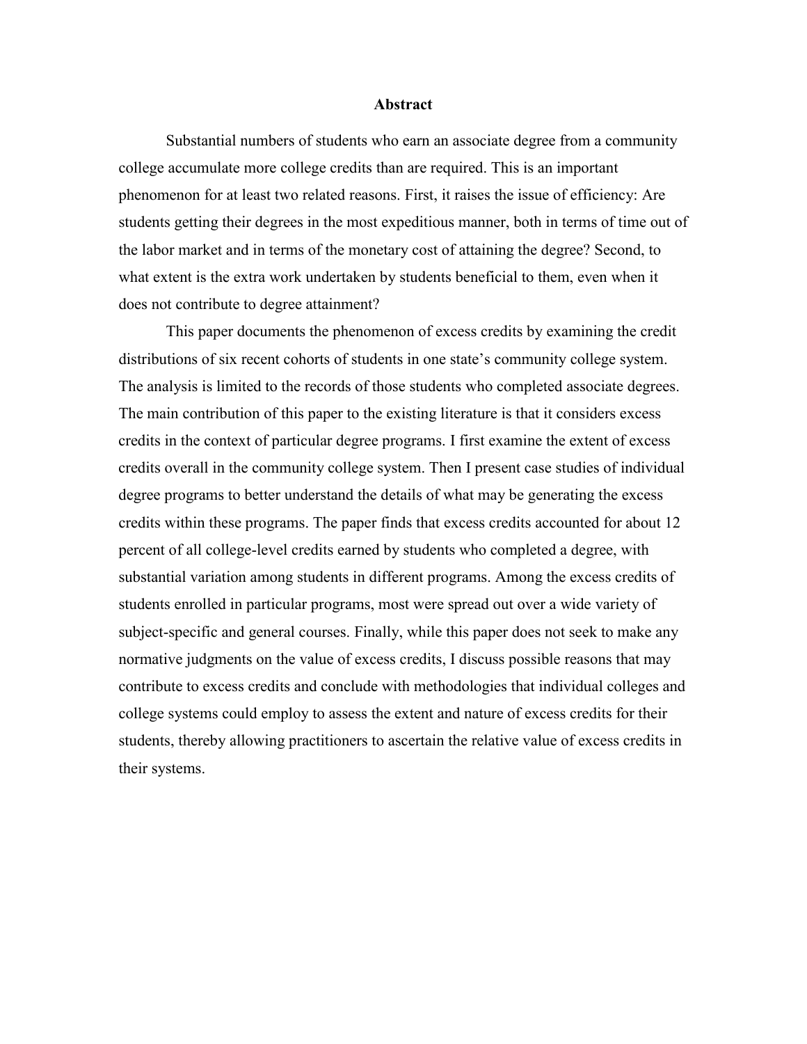## Abstract

Substantial numbers of students who earn an associate degree from a community college accumulate more college credits than are required. This is an important phenomenon for at least two related reasons. First, it raises the issue of efficiency: Are students getting their degrees in the most expeditious manner, both in terms of time out of the labor market and in terms of the monetary cost of attaining the degree? Second, to what extent is the extra work undertaken by students beneficial to them, even when it does not contribute to degree attainment?

This paper documents the phenomenon of excess credits by examining the credit distributions of six recent cohorts of students in one state's community college system. The analysis is limited to the records of those students who completed associate degrees. The main contribution of this paper to the existing literature is that it considers excess credits in the context of particular degree programs. I first examine the extent of excess credits overall in the community college system. Then I present case studies of individual degree programs to better understand the details of what may be generating the excess credits within these programs. The paper finds that excess credits accounted for about 12 percent of all college-level credits earned by students who completed a degree, with substantial variation among students in different programs. Among the excess credits of students enrolled in particular programs, most were spread out over a wide variety of subject-specific and general courses. Finally, while this paper does not seek to make any normative judgments on the value of excess credits, I discuss possible reasons that may contribute to excess credits and conclude with methodologies that individual colleges and college systems could employ to assess the extent and nature of excess credits for their students, thereby allowing practitioners to ascertain the relative value of excess credits in their systems.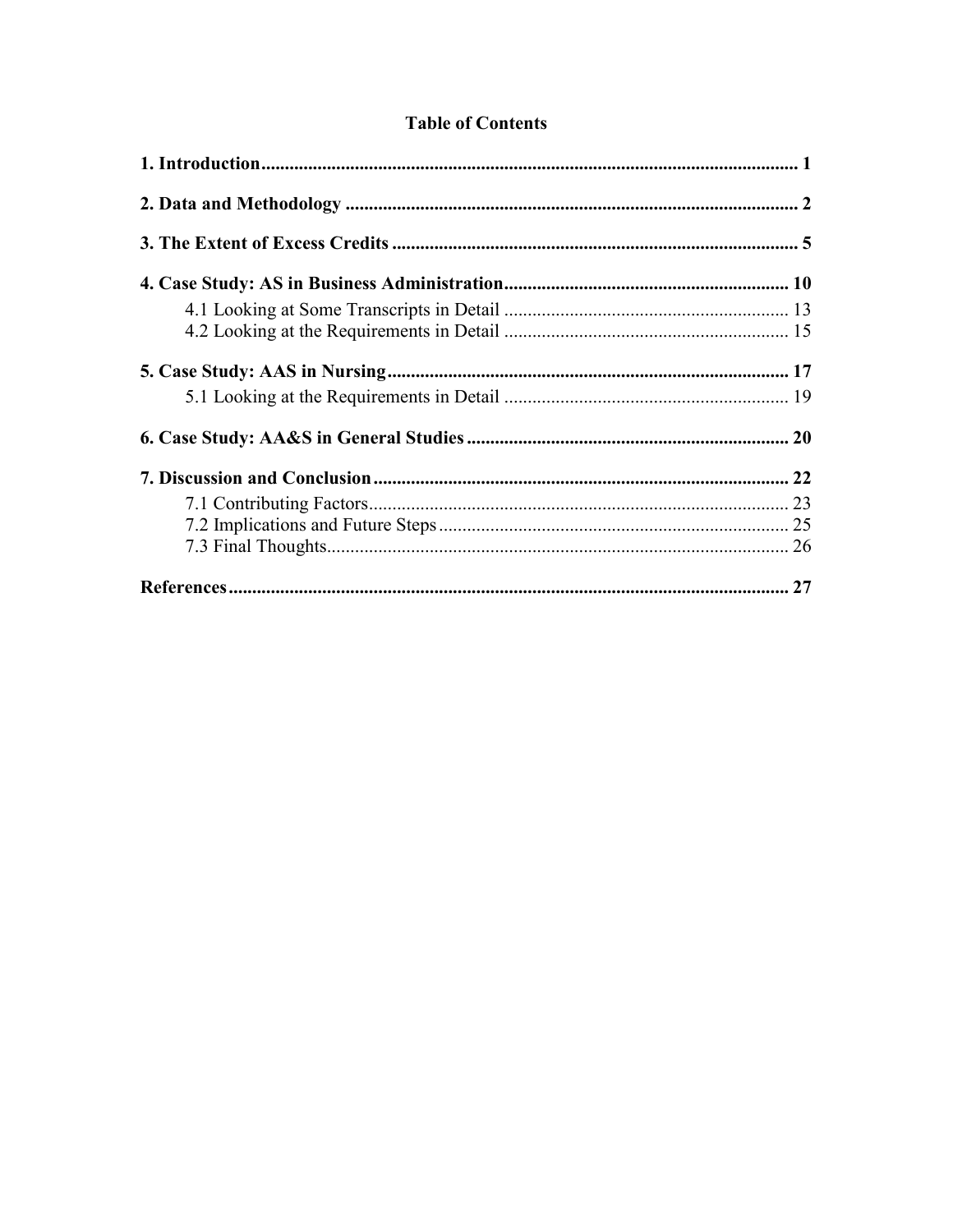# Table of Contents

**1. Introduction** .......... 1

**2. Data and Methodology** .......... 2

**3. The Extent of Excess Credits** .......... 5

**4. Case Study: AS in Business Administration** .......... 10

- 4.1 Looking at Some Transcripts in Detail .......... 13
- 4.2 Looking at the Requirements in Detail .......... 15

**5. Case Study: AAS in Nursing** .......... 17

- 5.1 Looking at the Requirements in Detail .......... 19

**6. Case Study: AA&S in General Studies** .......... 20

**7. Discussion and Conclusion** .......... 22

- 7.1 Contributing Factors .......... 23
- 7.2 Implications and Future Steps .......... 25
- 7.3 Final Thoughts .......... 26

**References** .......... 27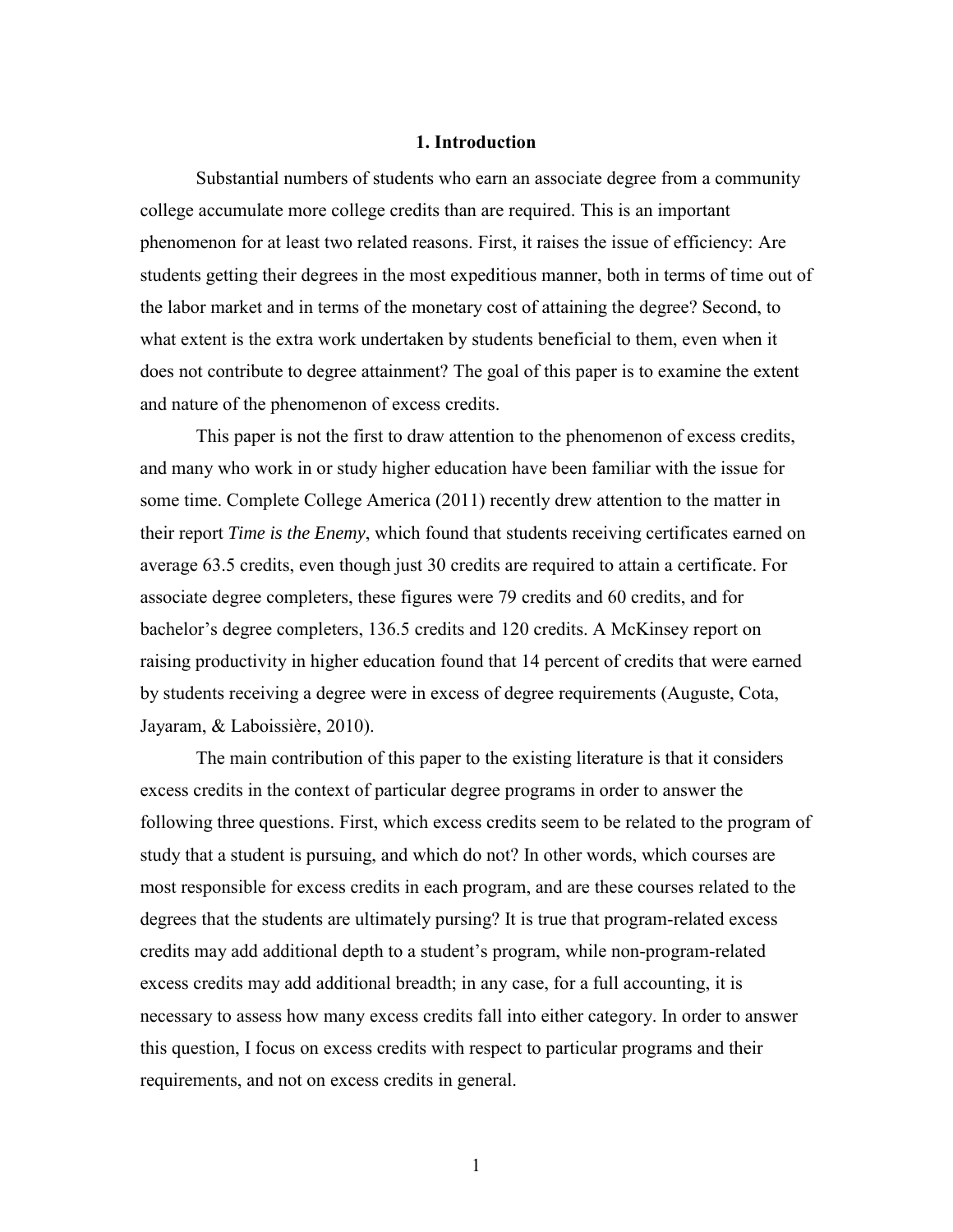## 1. Introduction

Substantial numbers of students who earn an associate degree from a community college accumulate more college credits than are required. This is an important phenomenon for at least two related reasons. First, it raises the issue of efficiency: Are students getting their degrees in the most expeditious manner, both in terms of time out of the labor market and in terms of the monetary cost of attaining the degree? Second, to what extent is the extra work undertaken by students beneficial to them, even when it does not contribute to degree attainment? The goal of this paper is to examine the extent and nature of the phenomenon of excess credits.

This paper is not the first to draw attention to the phenomenon of excess credits, and many who work in or study higher education have been familiar with the issue for some time. Complete College America (2011) recently drew attention to the matter in their report *Time is the Enemy*, which found that students receiving certificates earned on average 63.5 credits, even though just 30 credits are required to attain a certificate. For associate degree completers, these figures were 79 credits and 60 credits, and for bachelor's degree completers, 136.5 credits and 120 credits. A McKinsey report on raising productivity in higher education found that 14 percent of credits that were earned by students receiving a degree were in excess of degree requirements (Auguste, Cota, Jayaram, & Laboissière, 2010).

The main contribution of this paper to the existing literature is that it considers excess credits in the context of particular degree programs in order to answer the following three questions. First, which excess credits seem to be related to the program of study that a student is pursuing, and which do not? In other words, which courses are most responsible for excess credits in each program, and are these courses related to the degrees that the students are ultimately pursing? It is true that program-related excess credits may add additional depth to a student's program, while non-program-related excess credits may add additional breadth; in any case, for a full accounting, it is necessary to assess how many excess credits fall into either category. In order to answer this question, I focus on excess credits with respect to particular programs and their requirements, and not on excess credits in general.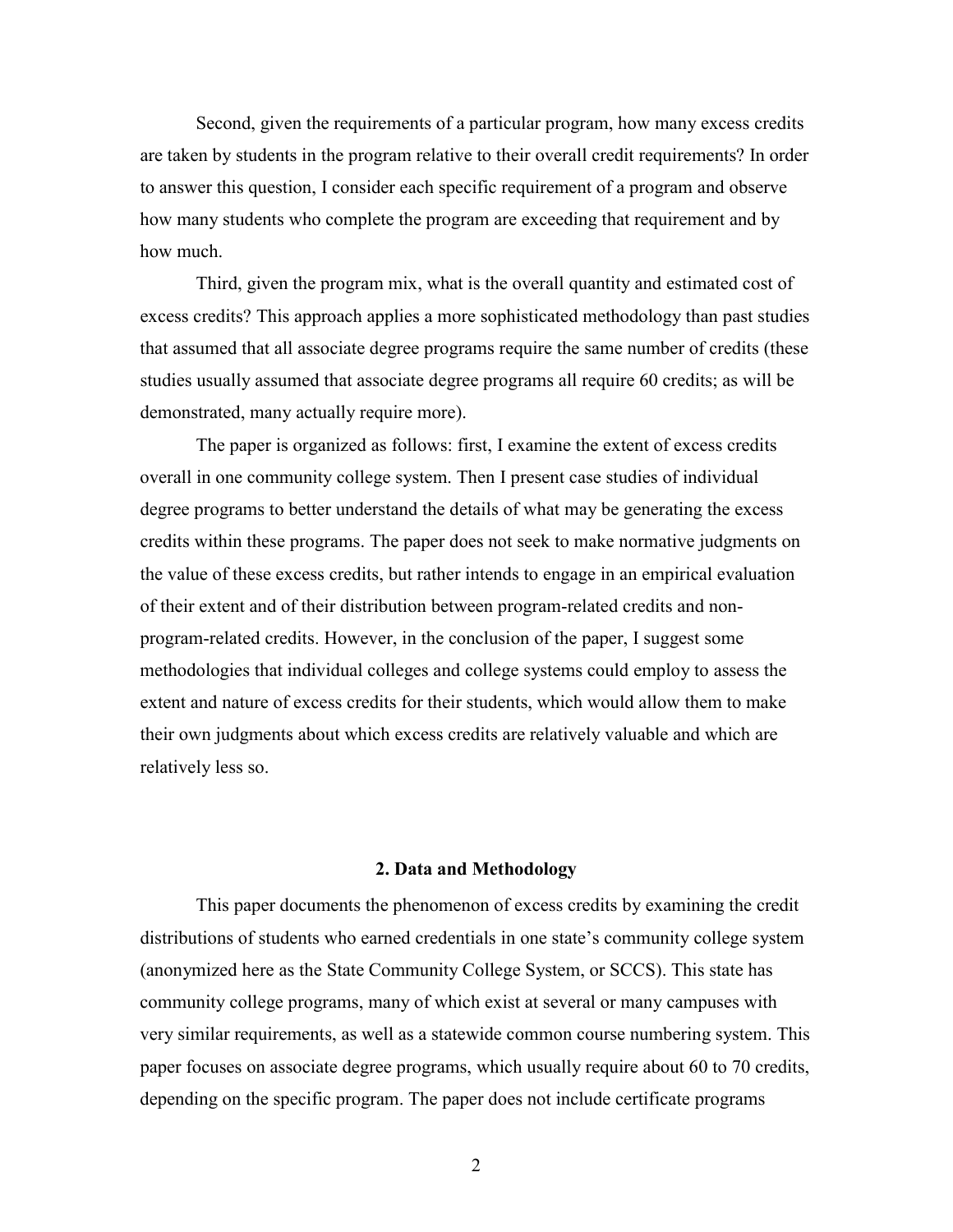Second, given the requirements of a particular program, how many excess credits are taken by students in the program relative to their overall credit requirements? In order to answer this question, I consider each specific requirement of a program and observe how many students who complete the program are exceeding that requirement and by how much.

Third, given the program mix, what is the overall quantity and estimated cost of excess credits? This approach applies a more sophisticated methodology than past studies that assumed that all associate degree programs require the same number of credits (these studies usually assumed that associate degree programs all require 60 credits; as will be demonstrated, many actually require more).

The paper is organized as follows: first, I examine the extent of excess credits overall in one community college system. Then I present case studies of individual degree programs to better understand the details of what may be generating the excess credits within these programs. The paper does not seek to make normative judgments on the value of these excess credits, but rather intends to engage in an empirical evaluation of their extent and of their distribution between program-related credits and non-program-related credits. However, in the conclusion of the paper, I suggest some methodologies that individual colleges and college systems could employ to assess the extent and nature of excess credits for their students, which would allow them to make their own judgments about which excess credits are relatively valuable and which are relatively less so.

## 2. Data and Methodology

This paper documents the phenomenon of excess credits by examining the credit distributions of students who earned credentials in one state's community college system (anonymized here as the State Community College System, or SCCS). This state has community college programs, many of which exist at several or many campuses with very similar requirements, as well as a statewide common course numbering system. This paper focuses on associate degree programs, which usually require about 60 to 70 credits, depending on the specific program. The paper does not include certificate programs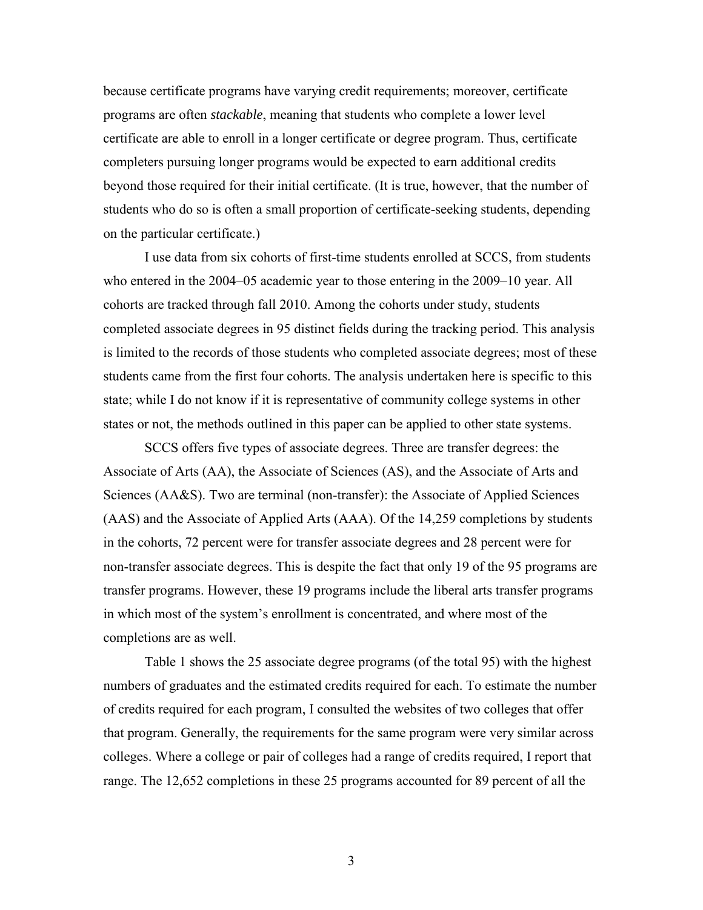because certificate programs have varying credit requirements; moreover, certificate programs are often *stackable*, meaning that students who complete a lower level certificate are able to enroll in a longer certificate or degree program. Thus, certificate completers pursuing longer programs would be expected to earn additional credits beyond those required for their initial certificate. (It is true, however, that the number of students who do so is often a small proportion of certificate-seeking students, depending on the particular certificate.)

I use data from six cohorts of first-time students enrolled at SCCS, from students who entered in the 2004–05 academic year to those entering in the 2009–10 year. All cohorts are tracked through fall 2010. Among the cohorts under study, students completed associate degrees in 95 distinct fields during the tracking period. This analysis is limited to the records of those students who completed associate degrees; most of these students came from the first four cohorts. The analysis undertaken here is specific to this state; while I do not know if it is representative of community college systems in other states or not, the methods outlined in this paper can be applied to other state systems.

SCCS offers five types of associate degrees. Three are transfer degrees: the Associate of Arts (AA), the Associate of Sciences (AS), and the Associate of Arts and Sciences (AA&S). Two are terminal (non-transfer): the Associate of Applied Sciences (AAS) and the Associate of Applied Arts (AAA). Of the 14,259 completions by students in the cohorts, 72 percent were for transfer associate degrees and 28 percent were for non-transfer associate degrees. This is despite the fact that only 19 of the 95 programs are transfer programs. However, these 19 programs include the liberal arts transfer programs in which most of the system's enrollment is concentrated, and where most of the completions are as well.

Table 1 shows the 25 associate degree programs (of the total 95) with the highest numbers of graduates and the estimated credits required for each. To estimate the number of credits required for each program, I consulted the websites of two colleges that offer that program. Generally, the requirements for the same program were very similar across colleges. Where a college or pair of colleges had a range of credits required, I report that range. The 12,652 completions in these 25 programs accounted for 89 percent of all the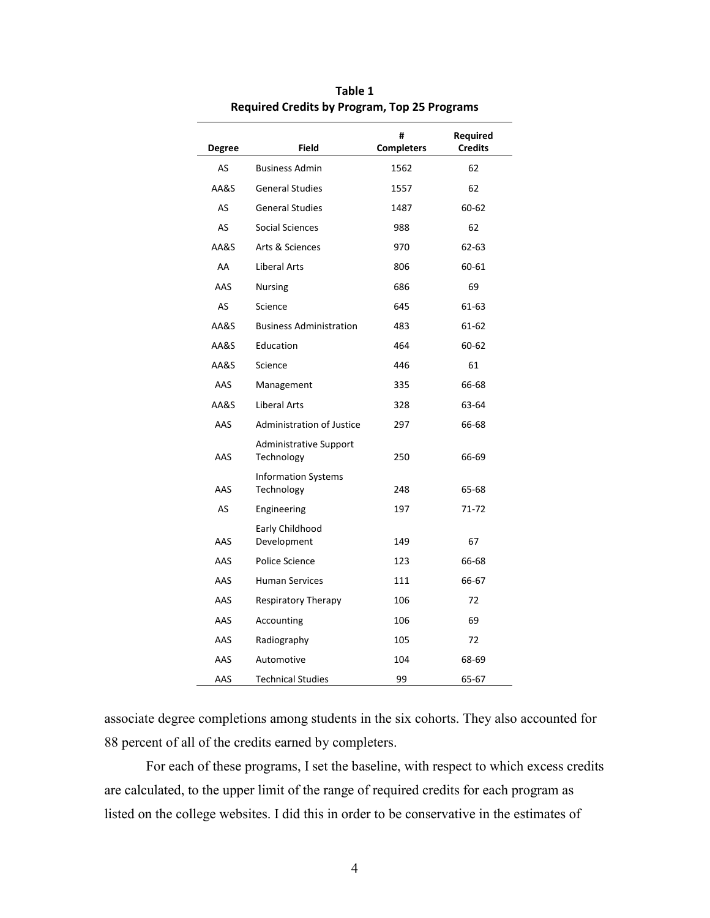**Table 1**
**Required Credits by Program, Top 25 Programs**

| Degree | Field | # Completers | Required Credits |
|---|---|---|---|
| AS | Business Admin | 1562 | 62 |
| AA&S | General Studies | 1557 | 62 |
| AS | General Studies | 1487 | 60-62 |
| AS | Social Sciences | 988 | 62 |
| AA&S | Arts & Sciences | 970 | 62-63 |
| AA | Liberal Arts | 806 | 60-61 |
| AAS | Nursing | 686 | 69 |
| AS | Science | 645 | 61-63 |
| AA&S | Business Administration | 483 | 61-62 |
| AA&S | Education | 464 | 60-62 |
| AA&S | Science | 446 | 61 |
| AAS | Management | 335 | 66-68 |
| AA&S | Liberal Arts | 328 | 63-64 |
| AAS | Administration of Justice | 297 | 66-68 |
| AAS | Administrative Support Technology | 250 | 66-69 |
| AAS | Information Systems Technology | 248 | 65-68 |
| AS | Engineering | 197 | 71-72 |
| AAS | Early Childhood Development | 149 | 67 |
| AAS | Police Science | 123 | 66-68 |
| AAS | Human Services | 111 | 66-67 |
| AAS | Respiratory Therapy | 106 | 72 |
| AAS | Accounting | 106 | 69 |
| AAS | Radiography | 105 | 72 |
| AAS | Automotive | 104 | 68-69 |
| AAS | Technical Studies | 99 | 65-67 |

associate degree completions among students in the six cohorts. They also accounted for 88 percent of all of the credits earned by completers.

For each of these programs, I set the baseline, with respect to which excess credits are calculated, to the upper limit of the range of required credits for each program as listed on the college websites. I did this in order to be conservative in the estimates of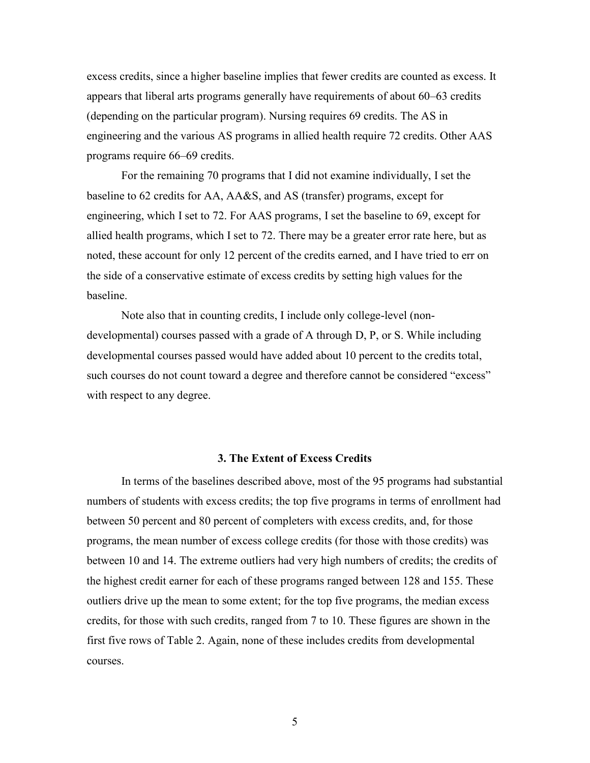excess credits, since a higher baseline implies that fewer credits are counted as excess. It appears that liberal arts programs generally have requirements of about 60–63 credits (depending on the particular program). Nursing requires 69 credits. The AS in engineering and the various AS programs in allied health require 72 credits. Other AAS programs require 66–69 credits.

For the remaining 70 programs that I did not examine individually, I set the baseline to 62 credits for AA, AA&S, and AS (transfer) programs, except for engineering, which I set to 72. For AAS programs, I set the baseline to 69, except for allied health programs, which I set to 72. There may be a greater error rate here, but as noted, these account for only 12 percent of the credits earned, and I have tried to err on the side of a conservative estimate of excess credits by setting high values for the baseline.

Note also that in counting credits, I include only college-level (non-developmental) courses passed with a grade of A through D, P, or S. While including developmental courses passed would have added about 10 percent to the credits total, such courses do not count toward a degree and therefore cannot be considered "excess" with respect to any degree.

### 3. The Extent of Excess Credits

In terms of the baselines described above, most of the 95 programs had substantial numbers of students with excess credits; the top five programs in terms of enrollment had between 50 percent and 80 percent of completers with excess credits, and, for those programs, the mean number of excess college credits (for those with those credits) was between 10 and 14. The extreme outliers had very high numbers of credits; the credits of the highest credit earner for each of these programs ranged between 128 and 155. These outliers drive up the mean to some extent; for the top five programs, the median excess credits, for those with such credits, ranged from 7 to 10. These figures are shown in the first five rows of Table 2. Again, none of these includes credits from developmental courses.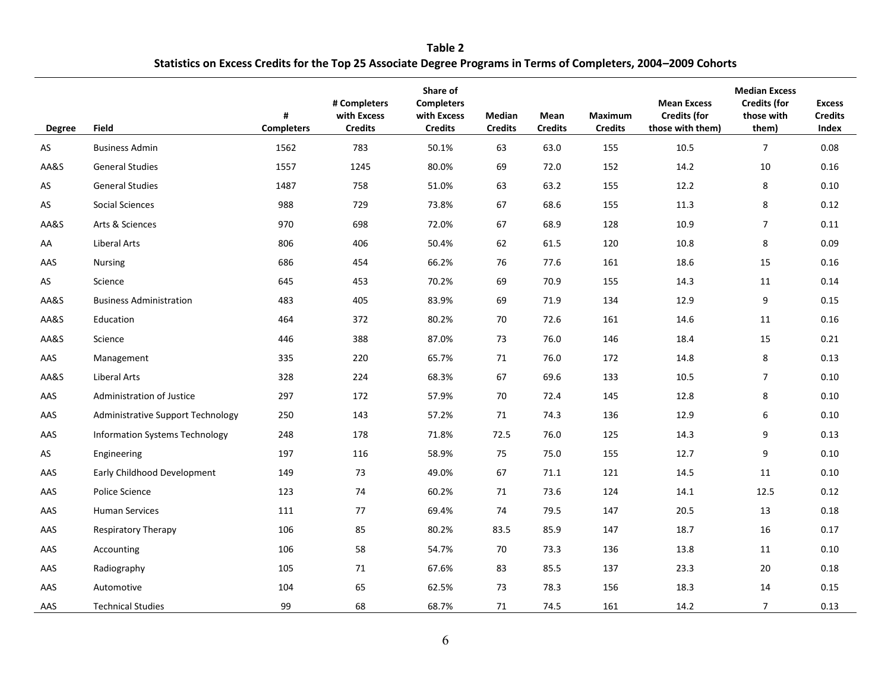**Table 2**

**Statistics on Excess Credits for the Top 25 Associate Degree Programs in Terms of Completers, 2004–2009 Cohorts**

| Degree | Field | # Completers | # Completers with Excess Credits | Share of Completers with Excess Credits | Median Credits | Mean Credits | Maximum Credits | Mean Excess Credits (for those with them) | Median Excess Credits (for those with them) | Excess Credits Index |
|---|---|---|---|---|---|---|---|---|---|---|
| AS | Business Admin | 1562 | 783 | 50.1% | 63 | 63.0 | 155 | 10.5 | 7 | 0.08 |
| AA&S | General Studies | 1557 | 1245 | 80.0% | 69 | 72.0 | 152 | 14.2 | 10 | 0.16 |
| AS | General Studies | 1487 | 758 | 51.0% | 63 | 63.2 | 155 | 12.2 | 8 | 0.10 |
| AS | Social Sciences | 988 | 729 | 73.8% | 67 | 68.6 | 155 | 11.3 | 8 | 0.12 |
| AA&S | Arts & Sciences | 970 | 698 | 72.0% | 67 | 68.9 | 128 | 10.9 | 7 | 0.11 |
| AA | Liberal Arts | 806 | 406 | 50.4% | 62 | 61.5 | 120 | 10.8 | 8 | 0.09 |
| AAS | Nursing | 686 | 454 | 66.2% | 76 | 77.6 | 161 | 18.6 | 15 | 0.16 |
| AS | Science | 645 | 453 | 70.2% | 69 | 70.9 | 155 | 14.3 | 11 | 0.14 |
| AA&S | Business Administration | 483 | 405 | 83.9% | 69 | 71.9 | 134 | 12.9 | 9 | 0.15 |
| AA&S | Education | 464 | 372 | 80.2% | 70 | 72.6 | 161 | 14.6 | 11 | 0.16 |
| AA&S | Science | 446 | 388 | 87.0% | 73 | 76.0 | 146 | 18.4 | 15 | 0.21 |
| AAS | Management | 335 | 220 | 65.7% | 71 | 76.0 | 172 | 14.8 | 8 | 0.13 |
| AA&S | Liberal Arts | 328 | 224 | 68.3% | 67 | 69.6 | 133 | 10.5 | 7 | 0.10 |
| AAS | Administration of Justice | 297 | 172 | 57.9% | 70 | 72.4 | 145 | 12.8 | 8 | 0.10 |
| AAS | Administrative Support Technology | 250 | 143 | 57.2% | 71 | 74.3 | 136 | 12.9 | 6 | 0.10 |
| AAS | Information Systems Technology | 248 | 178 | 71.8% | 72.5 | 76.0 | 125 | 14.3 | 9 | 0.13 |
| AS | Engineering | 197 | 116 | 58.9% | 75 | 75.0 | 155 | 12.7 | 9 | 0.10 |
| AAS | Early Childhood Development | 149 | 73 | 49.0% | 67 | 71.1 | 121 | 14.5 | 11 | 0.10 |
| AAS | Police Science | 123 | 74 | 60.2% | 71 | 73.6 | 124 | 14.1 | 12.5 | 0.12 |
| AAS | Human Services | 111 | 77 | 69.4% | 74 | 79.5 | 147 | 20.5 | 13 | 0.18 |
| AAS | Respiratory Therapy | 106 | 85 | 80.2% | 83.5 | 85.9 | 147 | 18.7 | 16 | 0.17 |
| AAS | Accounting | 106 | 58 | 54.7% | 70 | 73.3 | 136 | 13.8 | 11 | 0.10 |
| AAS | Radiography | 105 | 71 | 67.6% | 83 | 85.5 | 137 | 23.3 | 20 | 0.18 |
| AAS | Automotive | 104 | 65 | 62.5% | 73 | 78.3 | 156 | 18.3 | 14 | 0.15 |
| AAS | Technical Studies | 99 | 68 | 68.7% | 71 | 74.5 | 161 | 14.2 | 7 | 0.13 |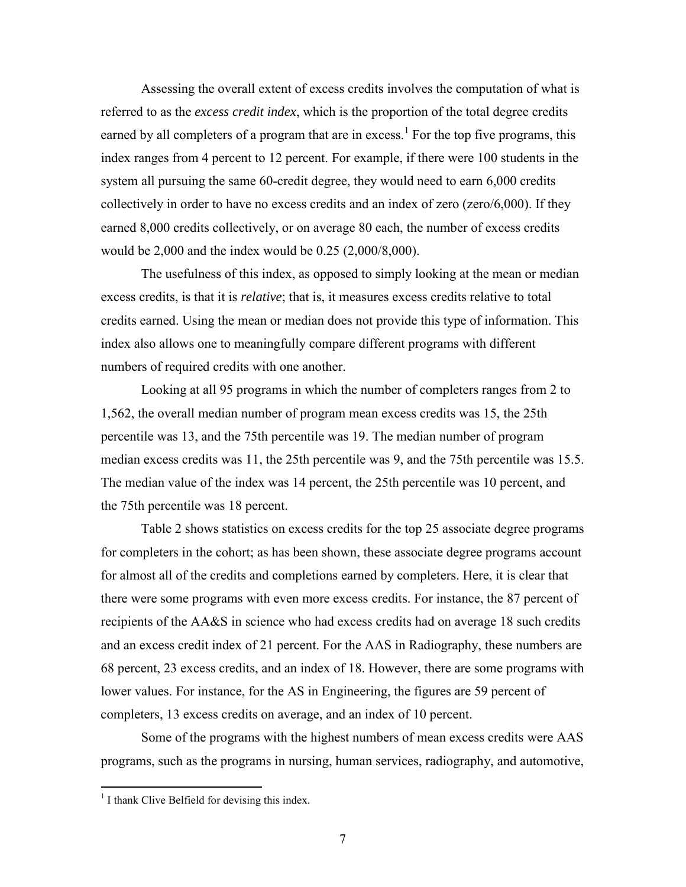Assessing the overall extent of excess credits involves the computation of what is referred to as the *excess credit index*, which is the proportion of the total degree credits earned by all completers of a program that are in excess.[1] For the top five programs, this index ranges from 4 percent to 12 percent. For example, if there were 100 students in the system all pursuing the same 60-credit degree, they would need to earn 6,000 credits collectively in order to have no excess credits and an index of zero (zero/6,000). If they earned 8,000 credits collectively, or on average 80 each, the number of excess credits would be 2,000 and the index would be 0.25 (2,000/8,000).

The usefulness of this index, as opposed to simply looking at the mean or median excess credits, is that it is *relative*; that is, it measures excess credits relative to total credits earned. Using the mean or median does not provide this type of information. This index also allows one to meaningfully compare different programs with different numbers of required credits with one another.

Looking at all 95 programs in which the number of completers ranges from 2 to 1,562, the overall median number of program mean excess credits was 15, the 25th percentile was 13, and the 75th percentile was 19. The median number of program median excess credits was 11, the 25th percentile was 9, and the 75th percentile was 15.5. The median value of the index was 14 percent, the 25th percentile was 10 percent, and the 75th percentile was 18 percent.

Table 2 shows statistics on excess credits for the top 25 associate degree programs for completers in the cohort; as has been shown, these associate degree programs account for almost all of the credits and completions earned by completers. Here, it is clear that there were some programs with even more excess credits. For instance, the 87 percent of recipients of the AA&S in science who had excess credits had on average 18 such credits and an excess credit index of 21 percent. For the AAS in Radiography, these numbers are 68 percent, 23 excess credits, and an index of 18. However, there are some programs with lower values. For instance, for the AS in Engineering, the figures are 59 percent of completers, 13 excess credits on average, and an index of 10 percent.

Some of the programs with the highest numbers of mean excess credits were AAS programs, such as the programs in nursing, human services, radiography, and automotive,

[1] I thank Clive Belfield for devising this index.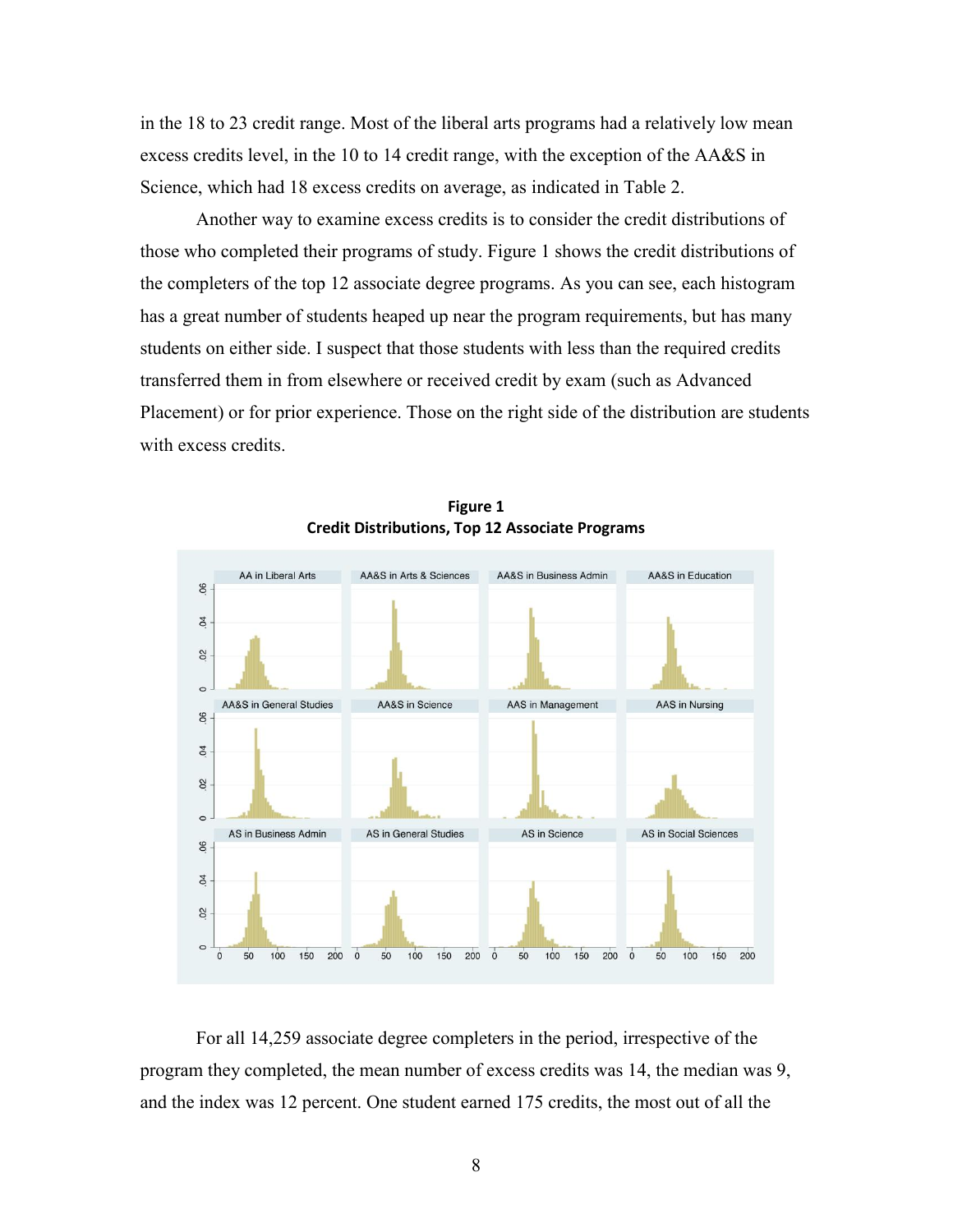in the 18 to 23 credit range. Most of the liberal arts programs had a relatively low mean excess credits level, in the 10 to 14 credit range, with the exception of the AA&S in Science, which had 18 excess credits on average, as indicated in Table 2.

Another way to examine excess credits is to consider the credit distributions of those who completed their programs of study. Figure 1 shows the credit distributions of the completers of the top 12 associate degree programs. As you can see, each histogram has a great number of students heaped up near the program requirements, but has many students on either side. I suspect that those students with less than the required credits transferred them in from elsewhere or received credit by exam (such as Advanced Placement) or for prior experience. Those on the right side of the distribution are students with excess credits.

**Figure 1**
**Credit Distributions, Top 12 Associate Programs**

For all 14,259 associate degree completers in the period, irrespective of the program they completed, the mean number of excess credits was 14, the median was 9, and the index was 12 percent. One student earned 175 credits, the most out of all the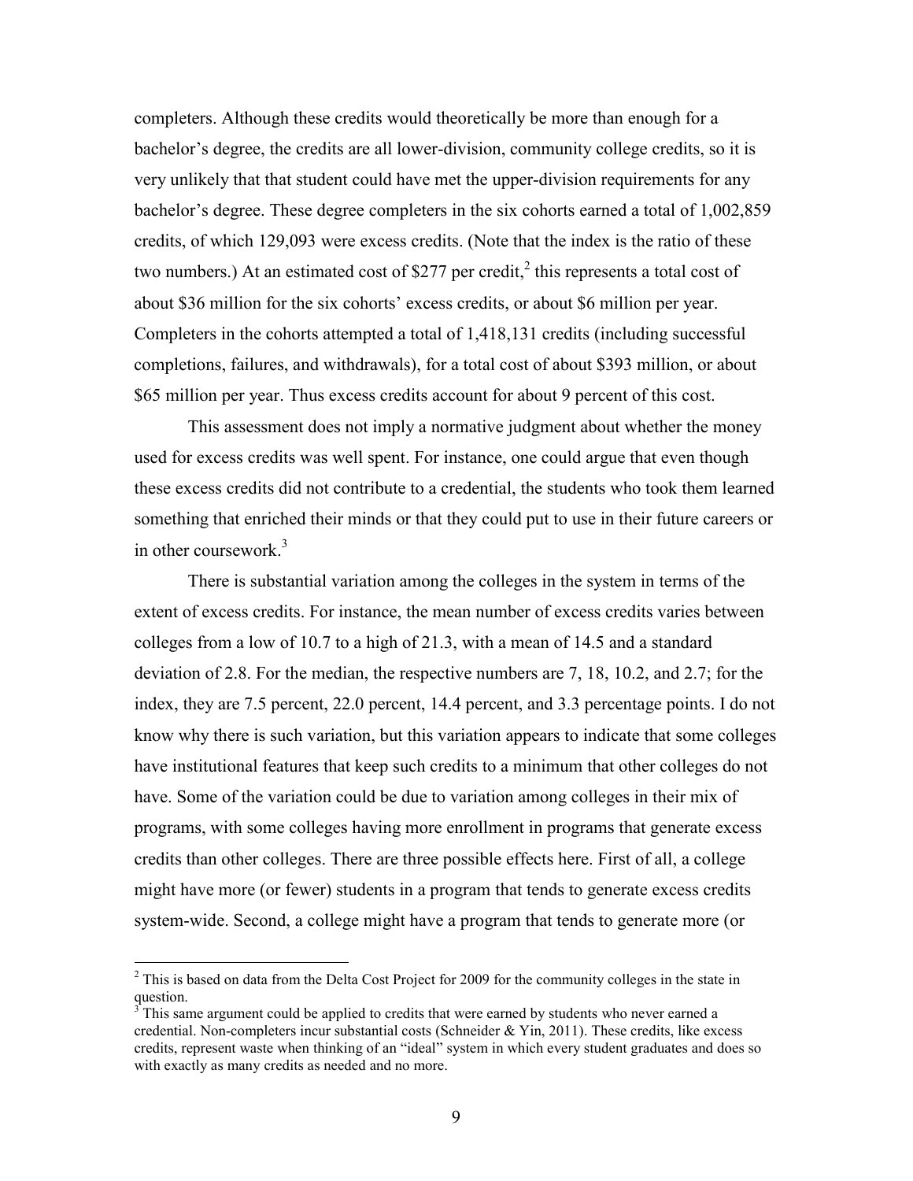completers. Although these credits would theoretically be more than enough for a bachelor's degree, the credits are all lower-division, community college credits, so it is very unlikely that that student could have met the upper-division requirements for any bachelor's degree. These degree completers in the six cohorts earned a total of 1,002,859 credits, of which 129,093 were excess credits. (Note that the index is the ratio of these two numbers.) At an estimated cost of $277 per credit,[2] this represents a total cost of about $36 million for the six cohorts' excess credits, or about $6 million per year. Completers in the cohorts attempted a total of 1,418,131 credits (including successful completions, failures, and withdrawals), for a total cost of about $393 million, or about $65 million per year. Thus excess credits account for about 9 percent of this cost.

This assessment does not imply a normative judgment about whether the money used for excess credits was well spent. For instance, one could argue that even though these excess credits did not contribute to a credential, the students who took them learned something that enriched their minds or that they could put to use in their future careers or in other coursework.[3]

There is substantial variation among the colleges in the system in terms of the extent of excess credits. For instance, the mean number of excess credits varies between colleges from a low of 10.7 to a high of 21.3, with a mean of 14.5 and a standard deviation of 2.8. For the median, the respective numbers are 7, 18, 10.2, and 2.7; for the index, they are 7.5 percent, 22.0 percent, 14.4 percent, and 3.3 percentage points. I do not know why there is such variation, but this variation appears to indicate that some colleges have institutional features that keep such credits to a minimum that other colleges do not have. Some of the variation could be due to variation among colleges in their mix of programs, with some colleges having more enrollment in programs that generate excess credits than other colleges. There are three possible effects here. First of all, a college might have more (or fewer) students in a program that tends to generate excess credits system-wide. Second, a college might have a program that tends to generate more (or

---

[2] This is based on data from the Delta Cost Project for 2009 for the community colleges in the state in question.

[3] This same argument could be applied to credits that were earned by students who never earned a credential. Non-completers incur substantial costs (Schneider & Yin, 2011). These credits, like excess credits, represent waste when thinking of an "ideal" system in which every student graduates and does so with exactly as many credits as needed and no more.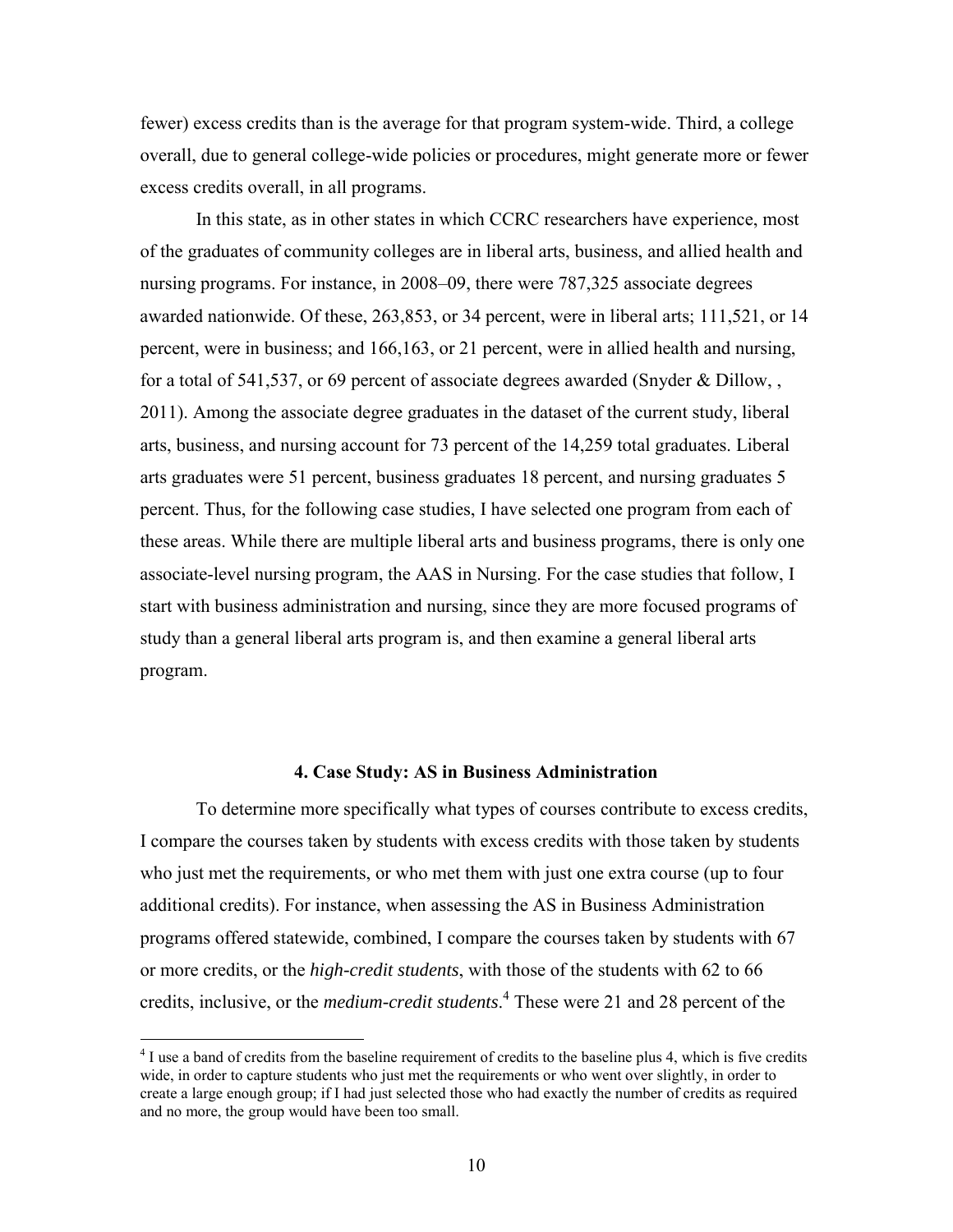fewer) excess credits than is the average for that program system-wide. Third, a college overall, due to general college-wide policies or procedures, might generate more or fewer excess credits overall, in all programs.

In this state, as in other states in which CCRC researchers have experience, most of the graduates of community colleges are in liberal arts, business, and allied health and nursing programs. For instance, in 2008–09, there were 787,325 associate degrees awarded nationwide. Of these, 263,853, or 34 percent, were in liberal arts; 111,521, or 14 percent, were in business; and 166,163, or 21 percent, were in allied health and nursing, for a total of 541,537, or 69 percent of associate degrees awarded (Snyder & Dillow, , 2011). Among the associate degree graduates in the dataset of the current study, liberal arts, business, and nursing account for 73 percent of the 14,259 total graduates. Liberal arts graduates were 51 percent, business graduates 18 percent, and nursing graduates 5 percent. Thus, for the following case studies, I have selected one program from each of these areas. While there are multiple liberal arts and business programs, there is only one associate-level nursing program, the AAS in Nursing. For the case studies that follow, I start with business administration and nursing, since they are more focused programs of study than a general liberal arts program is, and then examine a general liberal arts program.

## 4. Case Study: AS in Business Administration

To determine more specifically what types of courses contribute to excess credits, I compare the courses taken by students with excess credits with those taken by students who just met the requirements, or who met them with just one extra course (up to four additional credits). For instance, when assessing the AS in Business Administration programs offered statewide, combined, I compare the courses taken by students with 67 or more credits, or the *high-credit students*, with those of the students with 62 to 66 credits, inclusive, or the *medium-credit students*.[4] These were 21 and 28 percent of the

[4] I use a band of credits from the baseline requirement of credits to the baseline plus 4, which is five credits wide, in order to capture students who just met the requirements or who went over slightly, in order to create a large enough group; if I had just selected those who had exactly the number of credits as required and no more, the group would have been too small.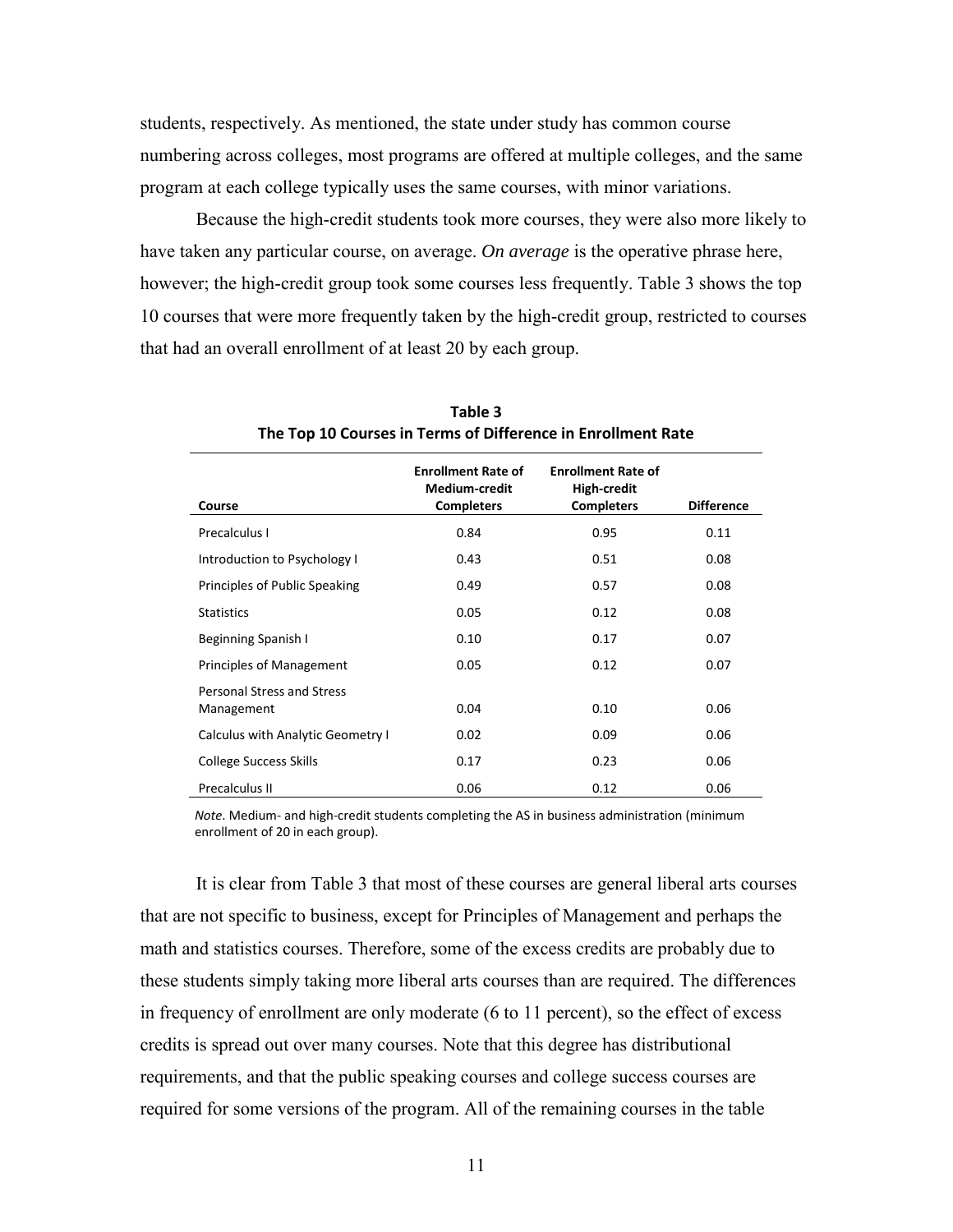students, respectively. As mentioned, the state under study has common course numbering across colleges, most programs are offered at multiple colleges, and the same program at each college typically uses the same courses, with minor variations.

Because the high-credit students took more courses, they were also more likely to have taken any particular course, on average. *On average* is the operative phrase here, however; the high-credit group took some courses less frequently. Table 3 shows the top 10 courses that were more frequently taken by the high-credit group, restricted to courses that had an overall enrollment of at least 20 by each group.

**Table 3**
**The Top 10 Courses in Terms of Difference in Enrollment Rate**

| Course | Enrollment Rate of Medium-credit Completers | Enrollment Rate of High-credit Completers | Difference |
|---|---|---|---|
| Precalculus I | 0.84 | 0.95 | 0.11 |
| Introduction to Psychology I | 0.43 | 0.51 | 0.08 |
| Principles of Public Speaking | 0.49 | 0.57 | 0.08 |
| Statistics | 0.05 | 0.12 | 0.08 |
| Beginning Spanish I | 0.10 | 0.17 | 0.07 |
| Principles of Management | 0.05 | 0.12 | 0.07 |
| Personal Stress and Stress Management | 0.04 | 0.10 | 0.06 |
| Calculus with Analytic Geometry I | 0.02 | 0.09 | 0.06 |
| College Success Skills | 0.17 | 0.23 | 0.06 |
| Precalculus II | 0.06 | 0.12 | 0.06 |

*Note*. Medium- and high-credit students completing the AS in business administration (minimum enrollment of 20 in each group).

It is clear from Table 3 that most of these courses are general liberal arts courses that are not specific to business, except for Principles of Management and perhaps the math and statistics courses. Therefore, some of the excess credits are probably due to these students simply taking more liberal arts courses than are required. The differences in frequency of enrollment are only moderate (6 to 11 percent), so the effect of excess credits is spread out over many courses. Note that this degree has distributional requirements, and that the public speaking courses and college success courses are required for some versions of the program. All of the remaining courses in the table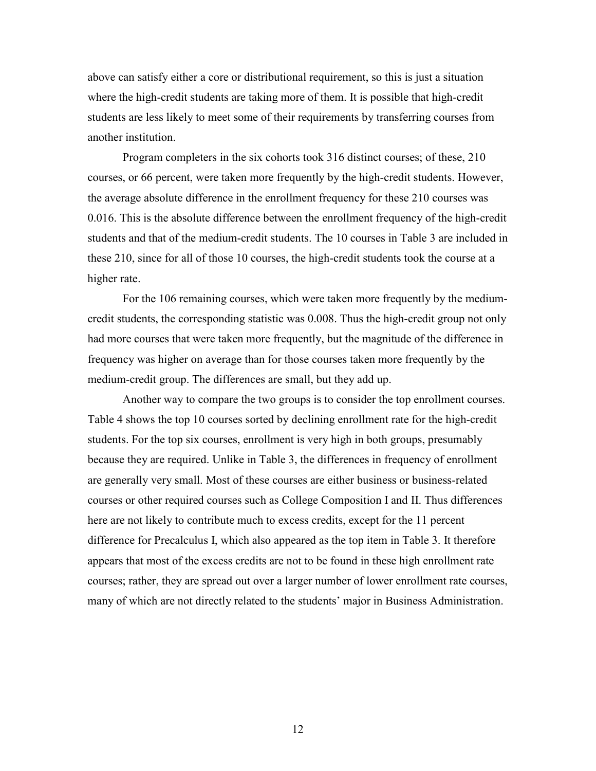above can satisfy either a core or distributional requirement, so this is just a situation where the high-credit students are taking more of them. It is possible that high-credit students are less likely to meet some of their requirements by transferring courses from another institution.

Program completers in the six cohorts took 316 distinct courses; of these, 210 courses, or 66 percent, were taken more frequently by the high-credit students. However, the average absolute difference in the enrollment frequency for these 210 courses was 0.016. This is the absolute difference between the enrollment frequency of the high-credit students and that of the medium-credit students. The 10 courses in Table 3 are included in these 210, since for all of those 10 courses, the high-credit students took the course at a higher rate.

For the 106 remaining courses, which were taken more frequently by the medium-credit students, the corresponding statistic was 0.008. Thus the high-credit group not only had more courses that were taken more frequently, but the magnitude of the difference in frequency was higher on average than for those courses taken more frequently by the medium-credit group. The differences are small, but they add up.

Another way to compare the two groups is to consider the top enrollment courses. Table 4 shows the top 10 courses sorted by declining enrollment rate for the high-credit students. For the top six courses, enrollment is very high in both groups, presumably because they are required. Unlike in Table 3, the differences in frequency of enrollment are generally very small. Most of these courses are either business or business-related courses or other required courses such as College Composition I and II. Thus differences here are not likely to contribute much to excess credits, except for the 11 percent difference for Precalculus I, which also appeared as the top item in Table 3. It therefore appears that most of the excess credits are not to be found in these high enrollment rate courses; rather, they are spread out over a larger number of lower enrollment rate courses, many of which are not directly related to the students' major in Business Administration.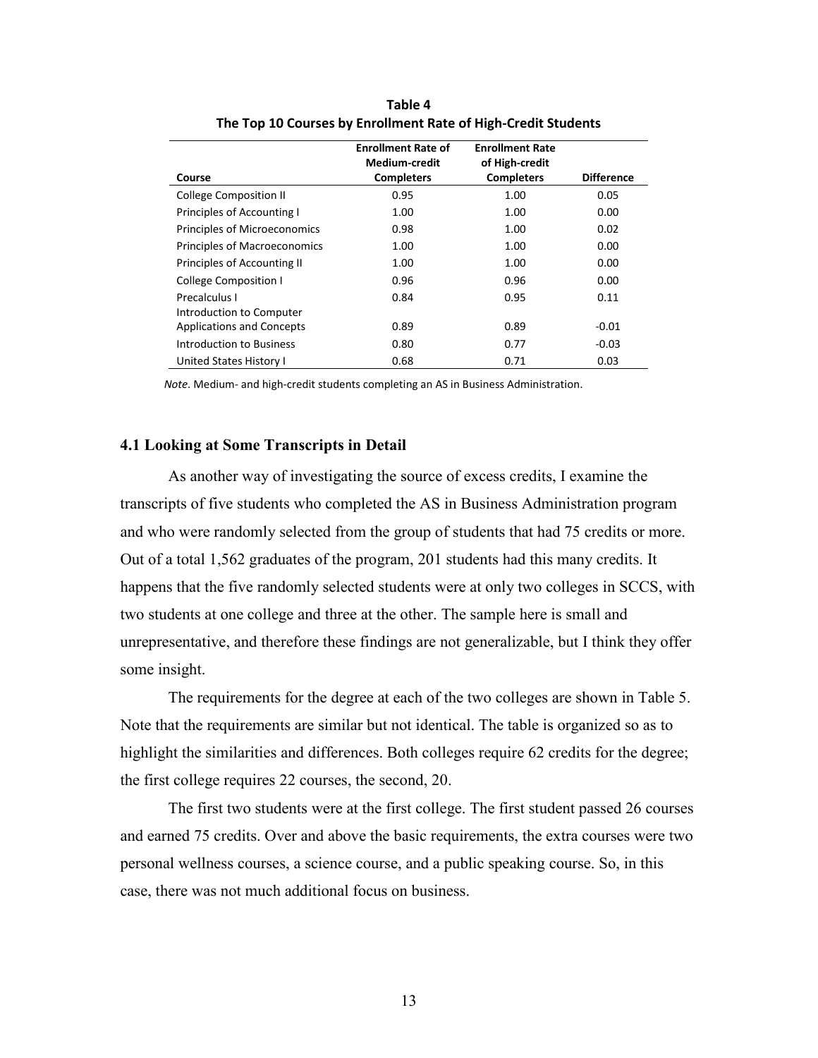**Table 4**
**The Top 10 Courses by Enrollment Rate of High-Credit Students**

| Course | Enrollment Rate of Medium-credit Completers | Enrollment Rate of High-credit Completers | Difference |
|---|---|---|---|
| College Composition II | 0.95 | 1.00 | 0.05 |
| Principles of Accounting I | 1.00 | 1.00 | 0.00 |
| Principles of Microeconomics | 0.98 | 1.00 | 0.02 |
| Principles of Macroeconomics | 1.00 | 1.00 | 0.00 |
| Principles of Accounting II | 1.00 | 1.00 | 0.00 |
| College Composition I | 0.96 | 0.96 | 0.00 |
| Precalculus I | 0.84 | 0.95 | 0.11 |
| Introduction to Computer Applications and Concepts | 0.89 | 0.89 | -0.01 |
| Introduction to Business | 0.80 | 0.77 | -0.03 |
| United States History I | 0.68 | 0.71 | 0.03 |

*Note*. Medium- and high-credit students completing an AS in Business Administration.

### 4.1 Looking at Some Transcripts in Detail

As another way of investigating the source of excess credits, I examine the transcripts of five students who completed the AS in Business Administration program and who were randomly selected from the group of students that had 75 credits or more. Out of a total 1,562 graduates of the program, 201 students had this many credits. It happens that the five randomly selected students were at only two colleges in SCCS, with two students at one college and three at the other. The sample here is small and unrepresentative, and therefore these findings are not generalizable, but I think they offer some insight.

The requirements for the degree at each of the two colleges are shown in Table 5. Note that the requirements are similar but not identical. The table is organized so as to highlight the similarities and differences. Both colleges require 62 credits for the degree; the first college requires 22 courses, the second, 20.

The first two students were at the first college. The first student passed 26 courses and earned 75 credits. Over and above the basic requirements, the extra courses were two personal wellness courses, a science course, and a public speaking course. So, in this case, there was not much additional focus on business.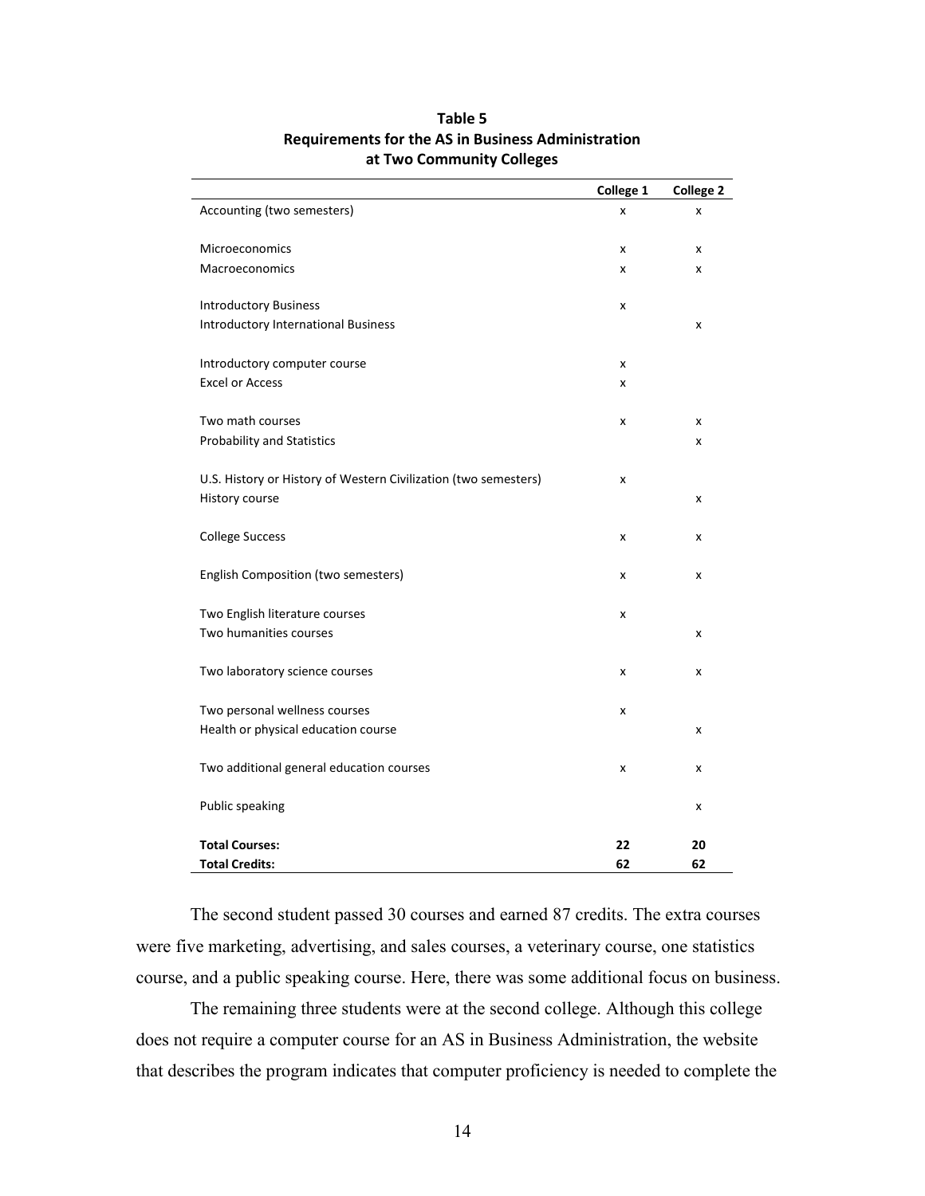**Table 5**
**Requirements for the AS in Business Administration at Two Community Colleges**

| | College 1 | College 2 |
|---|---|---|
| Accounting (two semesters) | x | x |
| Microeconomics | x | x |
| Macroeconomics | x | x |
| Introductory Business | x | |
| Introductory International Business | | x |
| Introductory computer course | x | |
| Excel or Access | x | |
| Two math courses | x | x |
| Probability and Statistics | | x |
| U.S. History or History of Western Civilization (two semesters) | x | |
| History course | | x |
| College Success | x | x |
| English Composition (two semesters) | x | x |
| Two English literature courses | x | |
| Two humanities courses | | x |
| Two laboratory science courses | x | x |
| Two personal wellness courses | x | |
| Health or physical education course | | x |
| Two additional general education courses | x | x |
| Public speaking | | x |
| **Total Courses:** | **22** | **20** |
| **Total Credits:** | **62** | **62** |

The second student passed 30 courses and earned 87 credits. The extra courses were five marketing, advertising, and sales courses, a veterinary course, one statistics course, and a public speaking course. Here, there was some additional focus on business.

The remaining three students were at the second college. Although this college does not require a computer course for an AS in Business Administration, the website that describes the program indicates that computer proficiency is needed to complete the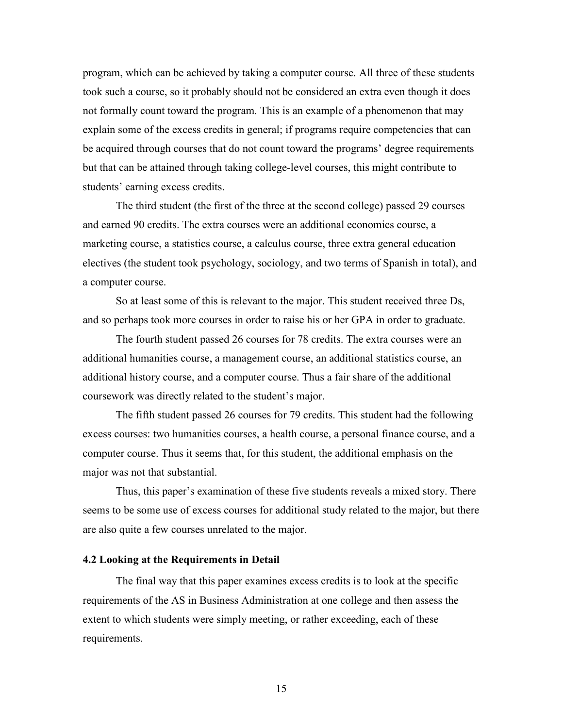program, which can be achieved by taking a computer course. All three of these students took such a course, so it probably should not be considered an extra even though it does not formally count toward the program. This is an example of a phenomenon that may explain some of the excess credits in general; if programs require competencies that can be acquired through courses that do not count toward the programs' degree requirements but that can be attained through taking college-level courses, this might contribute to students' earning excess credits.

The third student (the first of the three at the second college) passed 29 courses and earned 90 credits. The extra courses were an additional economics course, a marketing course, a statistics course, a calculus course, three extra general education electives (the student took psychology, sociology, and two terms of Spanish in total), and a computer course.

So at least some of this is relevant to the major. This student received three Ds, and so perhaps took more courses in order to raise his or her GPA in order to graduate.

The fourth student passed 26 courses for 78 credits. The extra courses were an additional humanities course, a management course, an additional statistics course, an additional history course, and a computer course. Thus a fair share of the additional coursework was directly related to the student's major.

The fifth student passed 26 courses for 79 credits. This student had the following excess courses: two humanities courses, a health course, a personal finance course, and a computer course. Thus it seems that, for this student, the additional emphasis on the major was not that substantial.

Thus, this paper's examination of these five students reveals a mixed story. There seems to be some use of excess courses for additional study related to the major, but there are also quite a few courses unrelated to the major.

### 4.2 Looking at the Requirements in Detail

The final way that this paper examines excess credits is to look at the specific requirements of the AS in Business Administration at one college and then assess the extent to which students were simply meeting, or rather exceeding, each of these requirements.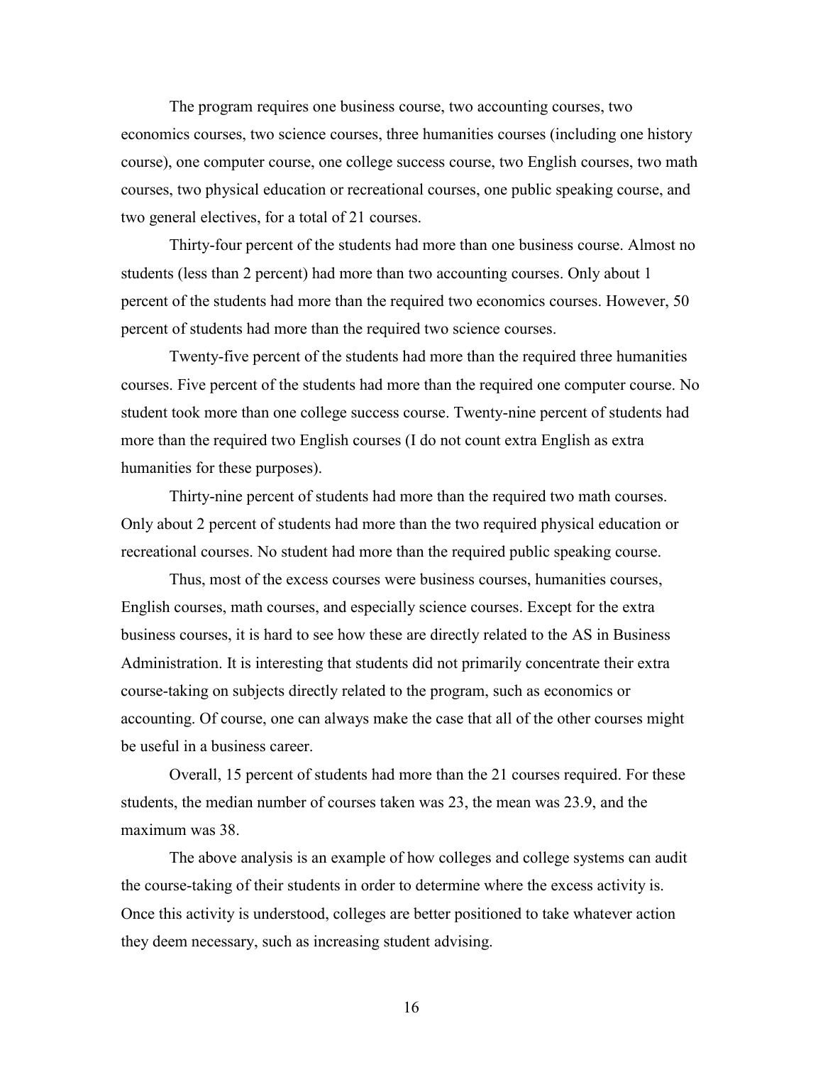The program requires one business course, two accounting courses, two economics courses, two science courses, three humanities courses (including one history course), one computer course, one college success course, two English courses, two math courses, two physical education or recreational courses, one public speaking course, and two general electives, for a total of 21 courses.

Thirty-four percent of the students had more than one business course. Almost no students (less than 2 percent) had more than two accounting courses. Only about 1 percent of the students had more than the required two economics courses. However, 50 percent of students had more than the required two science courses.

Twenty-five percent of the students had more than the required three humanities courses. Five percent of the students had more than the required one computer course. No student took more than one college success course. Twenty-nine percent of students had more than the required two English courses (I do not count extra English as extra humanities for these purposes).

Thirty-nine percent of students had more than the required two math courses. Only about 2 percent of students had more than the two required physical education or recreational courses. No student had more than the required public speaking course.

Thus, most of the excess courses were business courses, humanities courses, English courses, math courses, and especially science courses. Except for the extra business courses, it is hard to see how these are directly related to the AS in Business Administration. It is interesting that students did not primarily concentrate their extra course-taking on subjects directly related to the program, such as economics or accounting. Of course, one can always make the case that all of the other courses might be useful in a business career.

Overall, 15 percent of students had more than the 21 courses required. For these students, the median number of courses taken was 23, the mean was 23.9, and the maximum was 38.

The above analysis is an example of how colleges and college systems can audit the course-taking of their students in order to determine where the excess activity is. Once this activity is understood, colleges are better positioned to take whatever action they deem necessary, such as increasing student advising.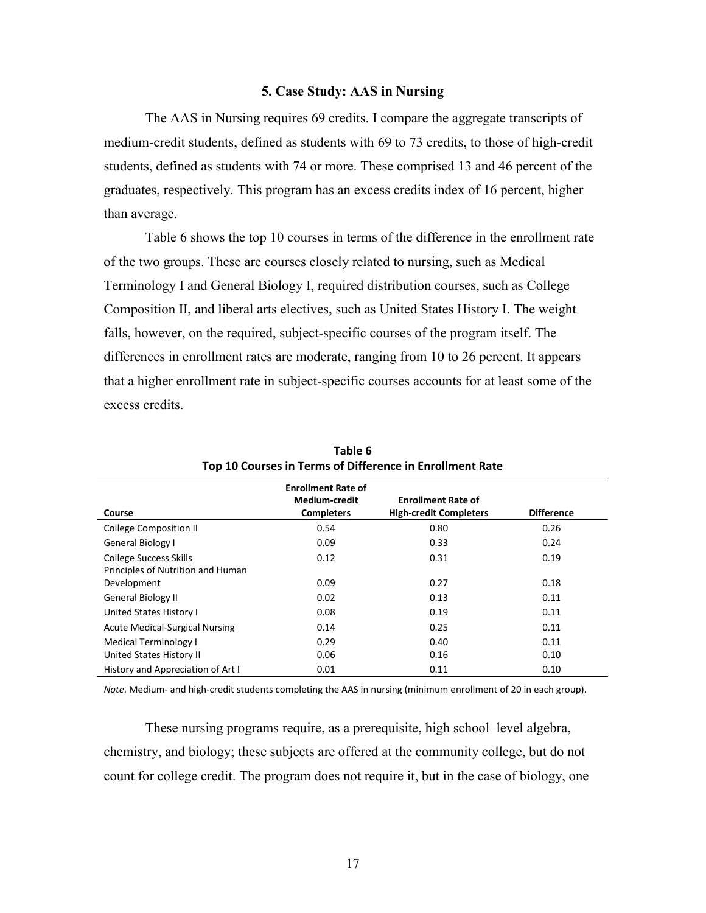## 5. Case Study: AAS in Nursing

The AAS in Nursing requires 69 credits. I compare the aggregate transcripts of medium-credit students, defined as students with 69 to 73 credits, to those of high-credit students, defined as students with 74 or more. These comprised 13 and 46 percent of the graduates, respectively. This program has an excess credits index of 16 percent, higher than average.

Table 6 shows the top 10 courses in terms of the difference in the enrollment rate of the two groups. These are courses closely related to nursing, such as Medical Terminology I and General Biology I, required distribution courses, such as College Composition II, and liberal arts electives, such as United States History I. The weight falls, however, on the required, subject-specific courses of the program itself. The differences in enrollment rates are moderate, ranging from 10 to 26 percent. It appears that a higher enrollment rate in subject-specific courses accounts for at least some of the excess credits.

**Table 6**
**Top 10 Courses in Terms of Difference in Enrollment Rate**

| Course | Enrollment Rate of Medium-credit Completers | Enrollment Rate of High-credit Completers | Difference |
|---|---|---|---|
| College Composition II | 0.54 | 0.80 | 0.26 |
| General Biology I | 0.09 | 0.33 | 0.24 |
| College Success Skills | 0.12 | 0.31 | 0.19 |
| Principles of Nutrition and Human Development | 0.09 | 0.27 | 0.18 |
| General Biology II | 0.02 | 0.13 | 0.11 |
| United States History I | 0.08 | 0.19 | 0.11 |
| Acute Medical-Surgical Nursing | 0.14 | 0.25 | 0.11 |
| Medical Terminology I | 0.29 | 0.40 | 0.11 |
| United States History II | 0.06 | 0.16 | 0.10 |
| History and Appreciation of Art I | 0.01 | 0.11 | 0.10 |

*Note*. Medium- and high-credit students completing the AAS in nursing (minimum enrollment of 20 in each group).

These nursing programs require, as a prerequisite, high school–level algebra, chemistry, and biology; these subjects are offered at the community college, but do not count for college credit. The program does not require it, but in the case of biology, one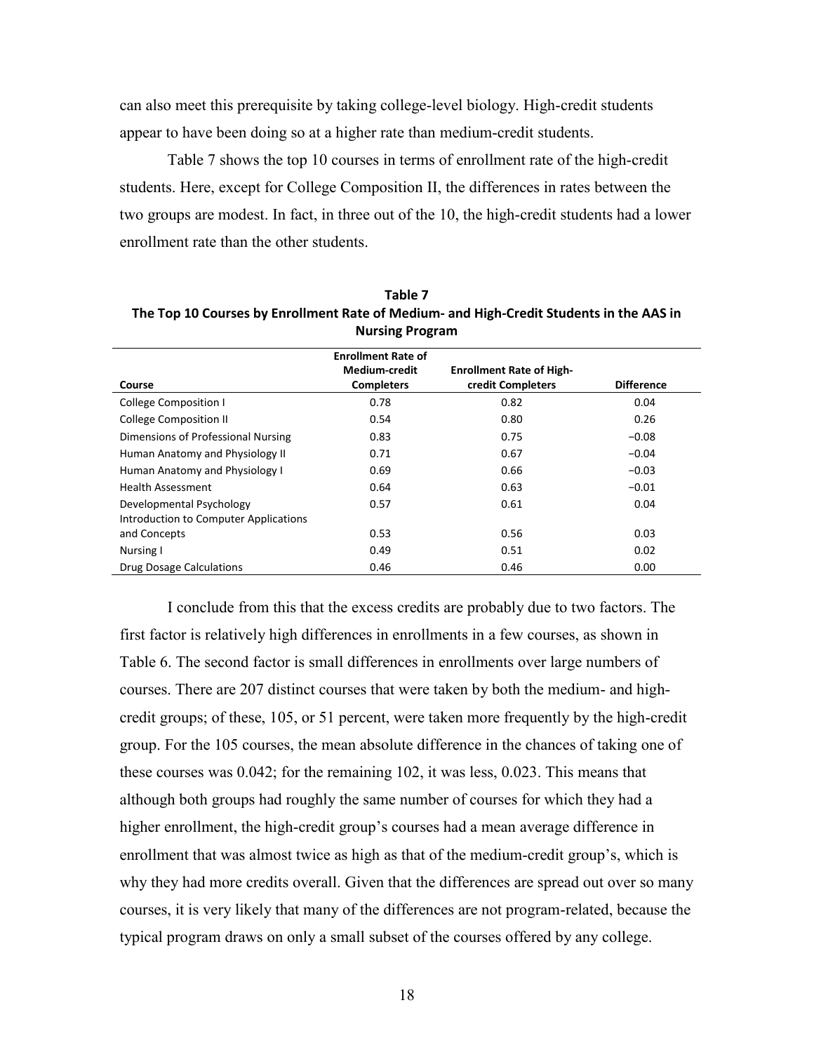can also meet this prerequisite by taking college-level biology. High-credit students appear to have been doing so at a higher rate than medium-credit students.

Table 7 shows the top 10 courses in terms of enrollment rate of the high-credit students. Here, except for College Composition II, the differences in rates between the two groups are modest. In fact, in three out of the 10, the high-credit students had a lower enrollment rate than the other students.

**Table 7**
**The Top 10 Courses by Enrollment Rate of Medium- and High-Credit Students in the AAS in Nursing Program**

| Course | Enrollment Rate of Medium-credit Completers | Enrollment Rate of High-credit Completers | Difference |
|---|---|---|---|
| College Composition I | 0.78 | 0.82 | 0.04 |
| College Composition II | 0.54 | 0.80 | 0.26 |
| Dimensions of Professional Nursing | 0.83 | 0.75 | −0.08 |
| Human Anatomy and Physiology II | 0.71 | 0.67 | −0.04 |
| Human Anatomy and Physiology I | 0.69 | 0.66 | −0.03 |
| Health Assessment | 0.64 | 0.63 | −0.01 |
| Developmental Psychology | 0.57 | 0.61 | 0.04 |
| Introduction to Computer Applications and Concepts | 0.53 | 0.56 | 0.03 |
| Nursing I | 0.49 | 0.51 | 0.02 |
| Drug Dosage Calculations | 0.46 | 0.46 | 0.00 |

I conclude from this that the excess credits are probably due to two factors. The first factor is relatively high differences in enrollments in a few courses, as shown in Table 6. The second factor is small differences in enrollments over large numbers of courses. There are 207 distinct courses that were taken by both the medium- and high-credit groups; of these, 105, or 51 percent, were taken more frequently by the high-credit group. For the 105 courses, the mean absolute difference in the chances of taking one of these courses was 0.042; for the remaining 102, it was less, 0.023. This means that although both groups had roughly the same number of courses for which they had a higher enrollment, the high-credit group's courses had a mean average difference in enrollment that was almost twice as high as that of the medium-credit group's, which is why they had more credits overall. Given that the differences are spread out over so many courses, it is very likely that many of the differences are not program-related, because the typical program draws on only a small subset of the courses offered by any college.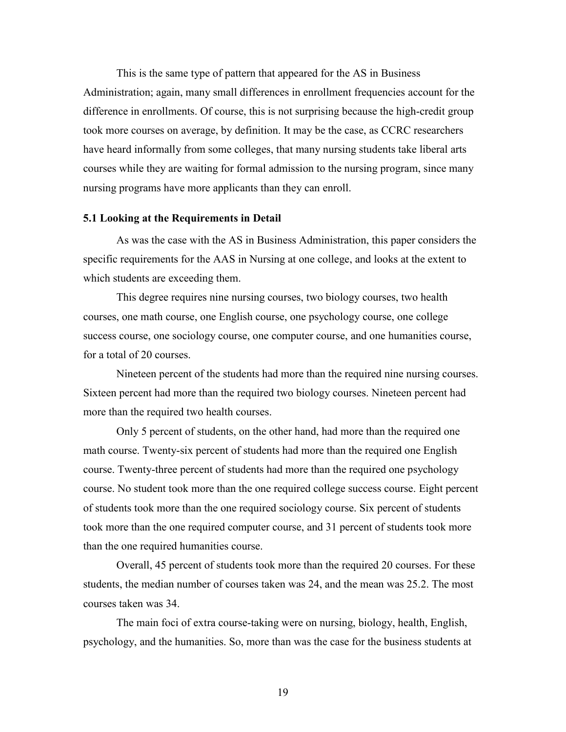This is the same type of pattern that appeared for the AS in Business Administration; again, many small differences in enrollment frequencies account for the difference in enrollments. Of course, this is not surprising because the high-credit group took more courses on average, by definition. It may be the case, as CCRC researchers have heard informally from some colleges, that many nursing students take liberal arts courses while they are waiting for formal admission to the nursing program, since many nursing programs have more applicants than they can enroll.

### 5.1 Looking at the Requirements in Detail

As was the case with the AS in Business Administration, this paper considers the specific requirements for the AAS in Nursing at one college, and looks at the extent to which students are exceeding them.

This degree requires nine nursing courses, two biology courses, two health courses, one math course, one English course, one psychology course, one college success course, one sociology course, one computer course, and one humanities course, for a total of 20 courses.

Nineteen percent of the students had more than the required nine nursing courses. Sixteen percent had more than the required two biology courses. Nineteen percent had more than the required two health courses.

Only 5 percent of students, on the other hand, had more than the required one math course. Twenty-six percent of students had more than the required one English course. Twenty-three percent of students had more than the required one psychology course. No student took more than the one required college success course. Eight percent of students took more than the one required sociology course. Six percent of students took more than the one required computer course, and 31 percent of students took more than the one required humanities course.

Overall, 45 percent of students took more than the required 20 courses. For these students, the median number of courses taken was 24, and the mean was 25.2. The most courses taken was 34.

The main foci of extra course-taking were on nursing, biology, health, English, psychology, and the humanities. So, more than was the case for the business students at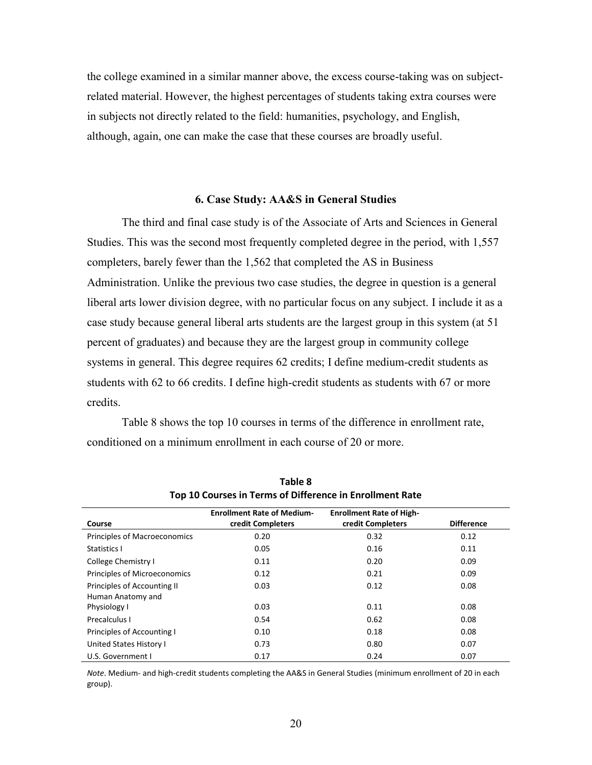the college examined in a similar manner above, the excess course-taking was on subject-related material. However, the highest percentages of students taking extra courses were in subjects not directly related to the field: humanities, psychology, and English, although, again, one can make the case that these courses are broadly useful.

## 6. Case Study: AA&S in General Studies

The third and final case study is of the Associate of Arts and Sciences in General Studies. This was the second most frequently completed degree in the period, with 1,557 completers, barely fewer than the 1,562 that completed the AS in Business Administration. Unlike the previous two case studies, the degree in question is a general liberal arts lower division degree, with no particular focus on any subject. I include it as a case study because general liberal arts students are the largest group in this system (at 51 percent of graduates) and because they are the largest group in community college systems in general. This degree requires 62 credits; I define medium-credit students as students with 62 to 66 credits. I define high-credit students as students with 67 or more credits.

Table 8 shows the top 10 courses in terms of the difference in enrollment rate, conditioned on a minimum enrollment in each course of 20 or more.

**Table 8**
**Top 10 Courses in Terms of Difference in Enrollment Rate**

| Course | Enrollment Rate of Medium-credit Completers | Enrollment Rate of High-credit Completers | Difference |
|---|---|---|---|
| Principles of Macroeconomics | 0.20 | 0.32 | 0.12 |
| Statistics I | 0.05 | 0.16 | 0.11 |
| College Chemistry I | 0.11 | 0.20 | 0.09 |
| Principles of Microeconomics | 0.12 | 0.21 | 0.09 |
| Principles of Accounting II | 0.03 | 0.12 | 0.08 |
| Human Anatomy and Physiology I | 0.03 | 0.11 | 0.08 |
| Precalculus I | 0.54 | 0.62 | 0.08 |
| Principles of Accounting I | 0.10 | 0.18 | 0.08 |
| United States History I | 0.73 | 0.80 | 0.07 |
| U.S. Government I | 0.17 | 0.24 | 0.07 |

*Note*. Medium- and high-credit students completing the AA&S in General Studies (minimum enrollment of 20 in each group).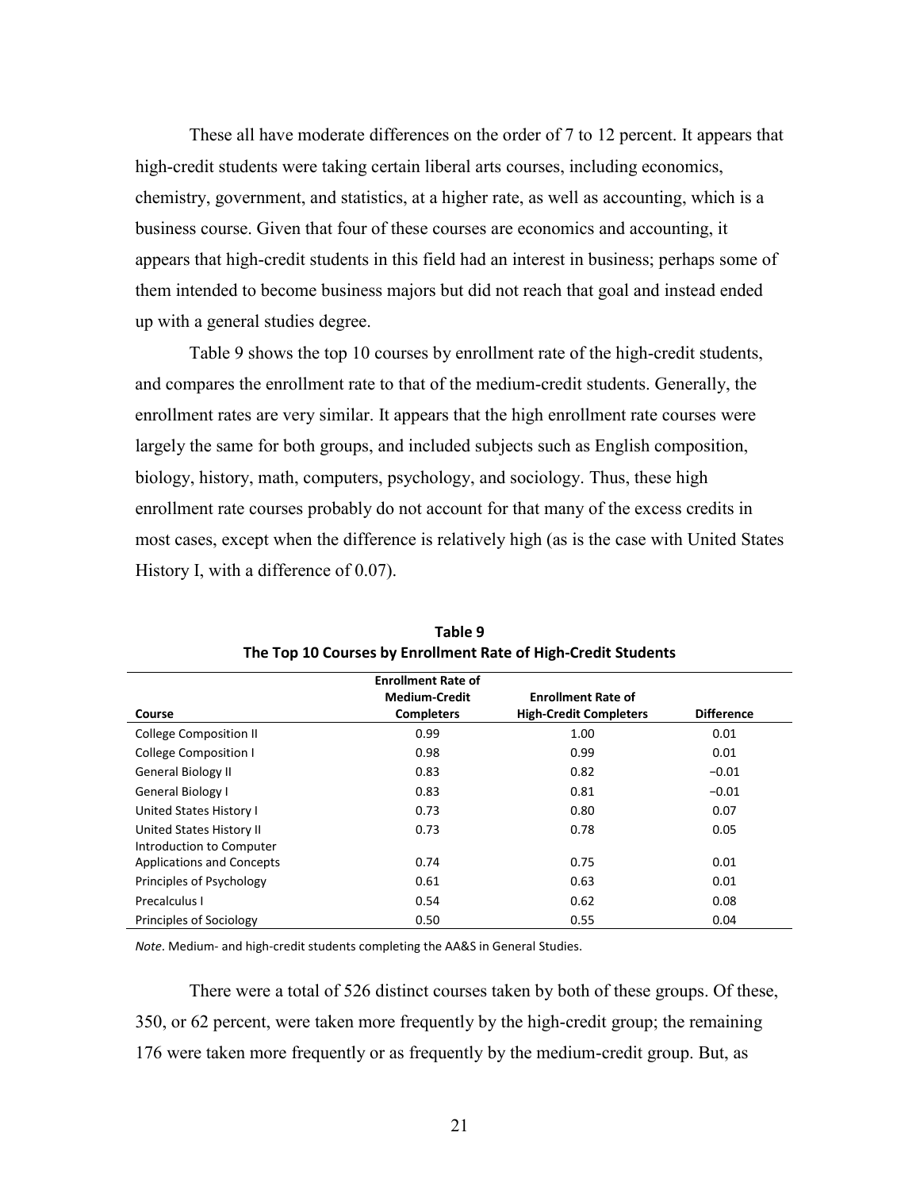These all have moderate differences on the order of 7 to 12 percent. It appears that high-credit students were taking certain liberal arts courses, including economics, chemistry, government, and statistics, at a higher rate, as well as accounting, which is a business course. Given that four of these courses are economics and accounting, it appears that high-credit students in this field had an interest in business; perhaps some of them intended to become business majors but did not reach that goal and instead ended up with a general studies degree.

Table 9 shows the top 10 courses by enrollment rate of the high-credit students, and compares the enrollment rate to that of the medium-credit students. Generally, the enrollment rates are very similar. It appears that the high enrollment rate courses were largely the same for both groups, and included subjects such as English composition, biology, history, math, computers, psychology, and sociology. Thus, these high enrollment rate courses probably do not account for that many of the excess credits in most cases, except when the difference is relatively high (as is the case with United States History I, with a difference of 0.07).

**Table 9**
**The Top 10 Courses by Enrollment Rate of High-Credit Students**

| Course | Enrollment Rate of Medium-Credit Completers | Enrollment Rate of High-Credit Completers | Difference |
|---|---|---|---|
| College Composition II | 0.99 | 1.00 | 0.01 |
| College Composition I | 0.98 | 0.99 | 0.01 |
| General Biology II | 0.83 | 0.82 | −0.01 |
| General Biology I | 0.83 | 0.81 | −0.01 |
| United States History I | 0.73 | 0.80 | 0.07 |
| United States History II | 0.73 | 0.78 | 0.05 |
| Introduction to Computer Applications and Concepts | 0.74 | 0.75 | 0.01 |
| Principles of Psychology | 0.61 | 0.63 | 0.01 |
| Precalculus I | 0.54 | 0.62 | 0.08 |
| Principles of Sociology | 0.50 | 0.55 | 0.04 |

*Note*. Medium- and high-credit students completing the AA&S in General Studies.

There were a total of 526 distinct courses taken by both of these groups. Of these, 350, or 62 percent, were taken more frequently by the high-credit group; the remaining 176 were taken more frequently or as frequently by the medium-credit group. But, as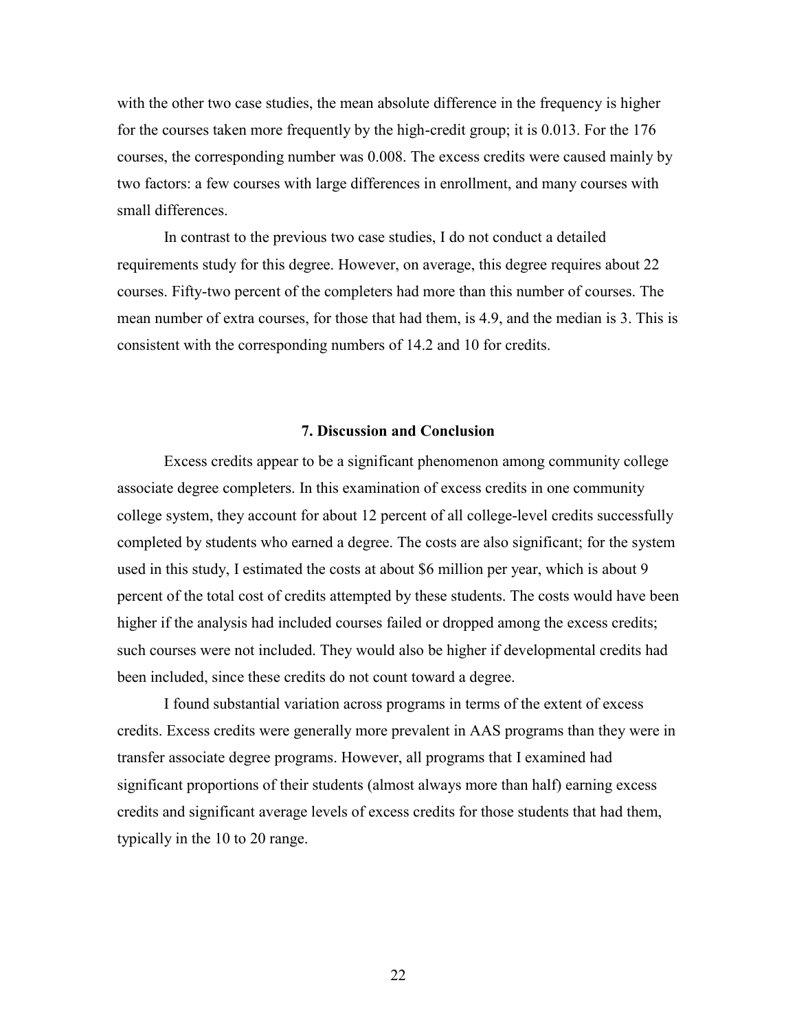with the other two case studies, the mean absolute difference in the frequency is higher for the courses taken more frequently by the high-credit group; it is 0.013. For the 176 courses, the corresponding number was 0.008. The excess credits were caused mainly by two factors: a few courses with large differences in enrollment, and many courses with small differences.

In contrast to the previous two case studies, I do not conduct a detailed requirements study for this degree. However, on average, this degree requires about 22 courses. Fifty-two percent of the completers had more than this number of courses. The mean number of extra courses, for those that had them, is 4.9, and the median is 3. This is consistent with the corresponding numbers of 14.2 and 10 for credits.

## 7. Discussion and Conclusion

Excess credits appear to be a significant phenomenon among community college associate degree completers. In this examination of excess credits in one community college system, they account for about 12 percent of all college-level credits successfully completed by students who earned a degree. The costs are also significant; for the system used in this study, I estimated the costs at about $6 million per year, which is about 9 percent of the total cost of credits attempted by these students. The costs would have been higher if the analysis had included courses failed or dropped among the excess credits; such courses were not included. They would also be higher if developmental credits had been included, since these credits do not count toward a degree.

I found substantial variation across programs in terms of the extent of excess credits. Excess credits were generally more prevalent in AAS programs than they were in transfer associate degree programs. However, all programs that I examined had significant proportions of their students (almost always more than half) earning excess credits and significant average levels of excess credits for those students that had them, typically in the 10 to 20 range.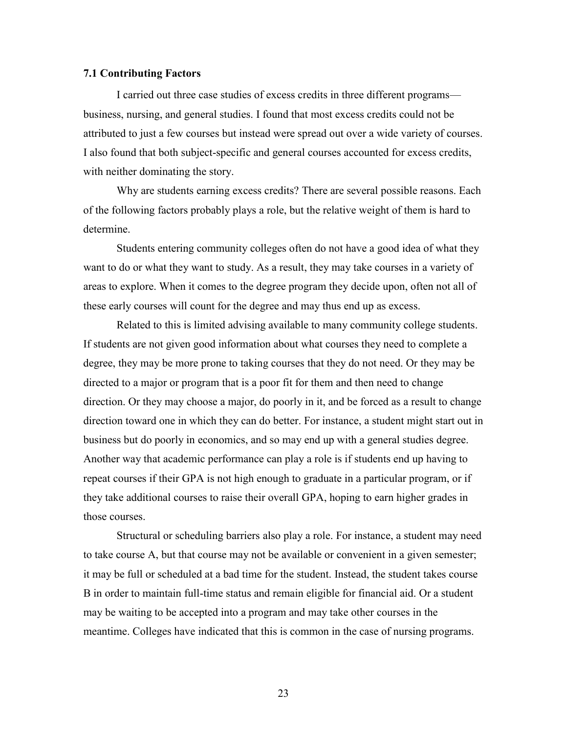### 7.1 Contributing Factors

I carried out three case studies of excess credits in three different programs—business, nursing, and general studies. I found that most excess credits could not be attributed to just a few courses but instead were spread out over a wide variety of courses. I also found that both subject-specific and general courses accounted for excess credits, with neither dominating the story.

Why are students earning excess credits? There are several possible reasons. Each of the following factors probably plays a role, but the relative weight of them is hard to determine.

Students entering community colleges often do not have a good idea of what they want to do or what they want to study. As a result, they may take courses in a variety of areas to explore. When it comes to the degree program they decide upon, often not all of these early courses will count for the degree and may thus end up as excess.

Related to this is limited advising available to many community college students. If students are not given good information about what courses they need to complete a degree, they may be more prone to taking courses that they do not need. Or they may be directed to a major or program that is a poor fit for them and then need to change direction. Or they may choose a major, do poorly in it, and be forced as a result to change direction toward one in which they can do better. For instance, a student might start out in business but do poorly in economics, and so may end up with a general studies degree. Another way that academic performance can play a role is if students end up having to repeat courses if their GPA is not high enough to graduate in a particular program, or if they take additional courses to raise their overall GPA, hoping to earn higher grades in those courses.

Structural or scheduling barriers also play a role. For instance, a student may need to take course A, but that course may not be available or convenient in a given semester; it may be full or scheduled at a bad time for the student. Instead, the student takes course B in order to maintain full-time status and remain eligible for financial aid. Or a student may be waiting to be accepted into a program and may take other courses in the meantime. Colleges have indicated that this is common in the case of nursing programs.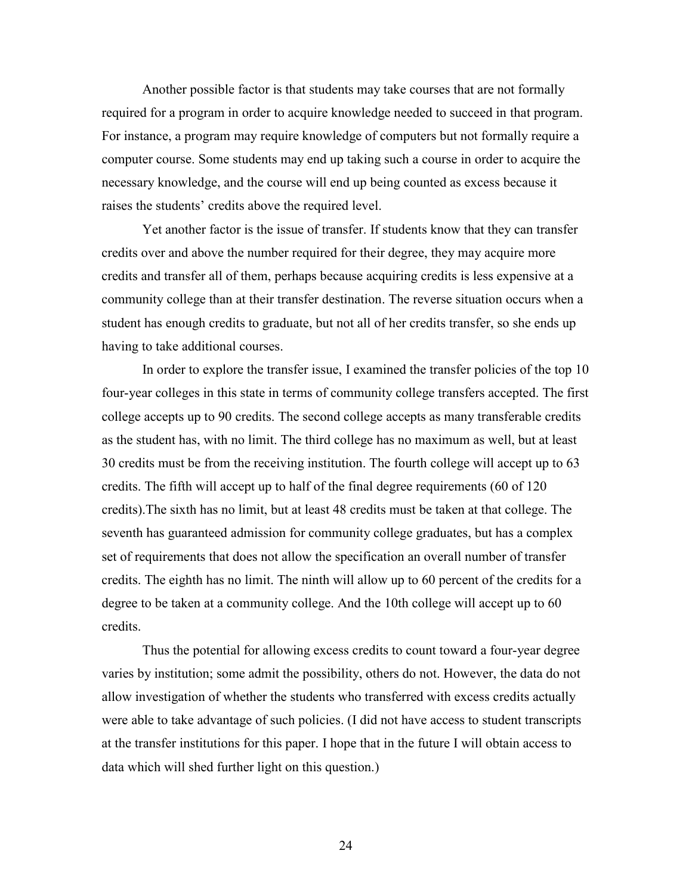Another possible factor is that students may take courses that are not formally required for a program in order to acquire knowledge needed to succeed in that program. For instance, a program may require knowledge of computers but not formally require a computer course. Some students may end up taking such a course in order to acquire the necessary knowledge, and the course will end up being counted as excess because it raises the students' credits above the required level.

Yet another factor is the issue of transfer. If students know that they can transfer credits over and above the number required for their degree, they may acquire more credits and transfer all of them, perhaps because acquiring credits is less expensive at a community college than at their transfer destination. The reverse situation occurs when a student has enough credits to graduate, but not all of her credits transfer, so she ends up having to take additional courses.

In order to explore the transfer issue, I examined the transfer policies of the top 10 four-year colleges in this state in terms of community college transfers accepted. The first college accepts up to 90 credits. The second college accepts as many transferable credits as the student has, with no limit. The third college has no maximum as well, but at least 30 credits must be from the receiving institution. The fourth college will accept up to 63 credits. The fifth will accept up to half of the final degree requirements (60 of 120 credits).The sixth has no limit, but at least 48 credits must be taken at that college. The seventh has guaranteed admission for community college graduates, but has a complex set of requirements that does not allow the specification an overall number of transfer credits. The eighth has no limit. The ninth will allow up to 60 percent of the credits for a degree to be taken at a community college. And the 10th college will accept up to 60 credits.

Thus the potential for allowing excess credits to count toward a four-year degree varies by institution; some admit the possibility, others do not. However, the data do not allow investigation of whether the students who transferred with excess credits actually were able to take advantage of such policies. (I did not have access to student transcripts at the transfer institutions for this paper. I hope that in the future I will obtain access to data which will shed further light on this question.)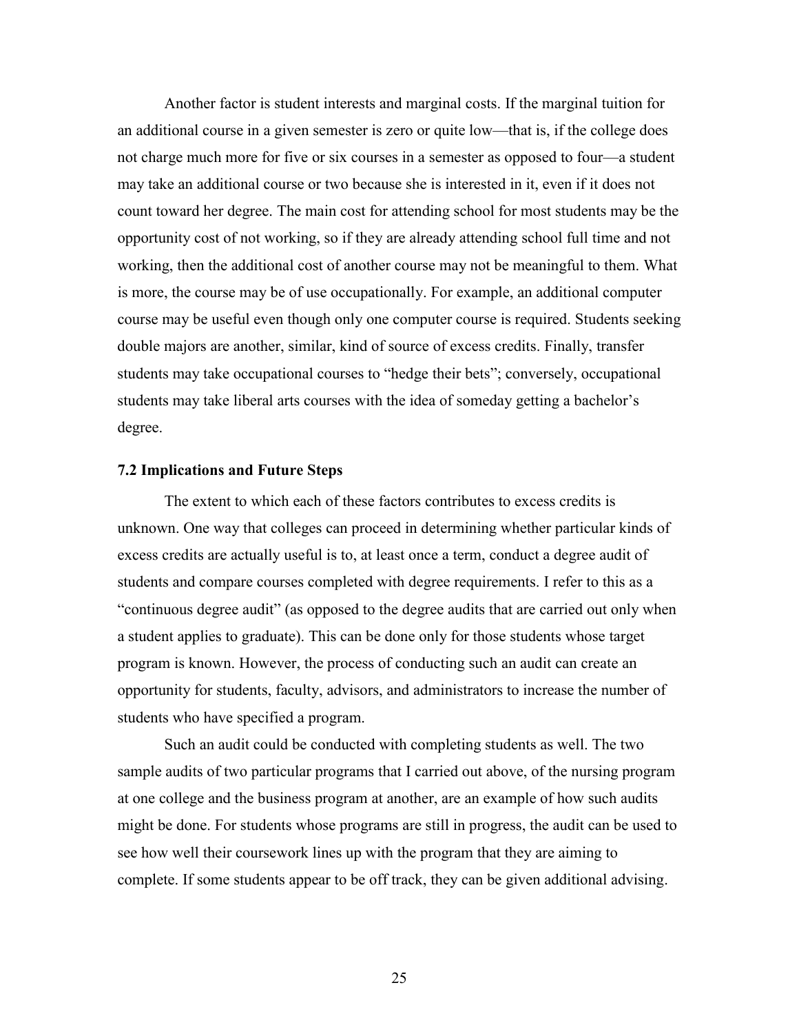Another factor is student interests and marginal costs. If the marginal tuition for an additional course in a given semester is zero or quite low—that is, if the college does not charge much more for five or six courses in a semester as opposed to four—a student may take an additional course or two because she is interested in it, even if it does not count toward her degree. The main cost for attending school for most students may be the opportunity cost of not working, so if they are already attending school full time and not working, then the additional cost of another course may not be meaningful to them. What is more, the course may be of use occupationally. For example, an additional computer course may be useful even though only one computer course is required. Students seeking double majors are another, similar, kind of source of excess credits. Finally, transfer students may take occupational courses to "hedge their bets"; conversely, occupational students may take liberal arts courses with the idea of someday getting a bachelor's degree.

### 7.2 Implications and Future Steps

The extent to which each of these factors contributes to excess credits is unknown. One way that colleges can proceed in determining whether particular kinds of excess credits are actually useful is to, at least once a term, conduct a degree audit of students and compare courses completed with degree requirements. I refer to this as a "continuous degree audit" (as opposed to the degree audits that are carried out only when a student applies to graduate). This can be done only for those students whose target program is known. However, the process of conducting such an audit can create an opportunity for students, faculty, advisors, and administrators to increase the number of students who have specified a program.

Such an audit could be conducted with completing students as well. The two sample audits of two particular programs that I carried out above, of the nursing program at one college and the business program at another, are an example of how such audits might be done. For students whose programs are still in progress, the audit can be used to see how well their coursework lines up with the program that they are aiming to complete. If some students appear to be off track, they can be given additional advising.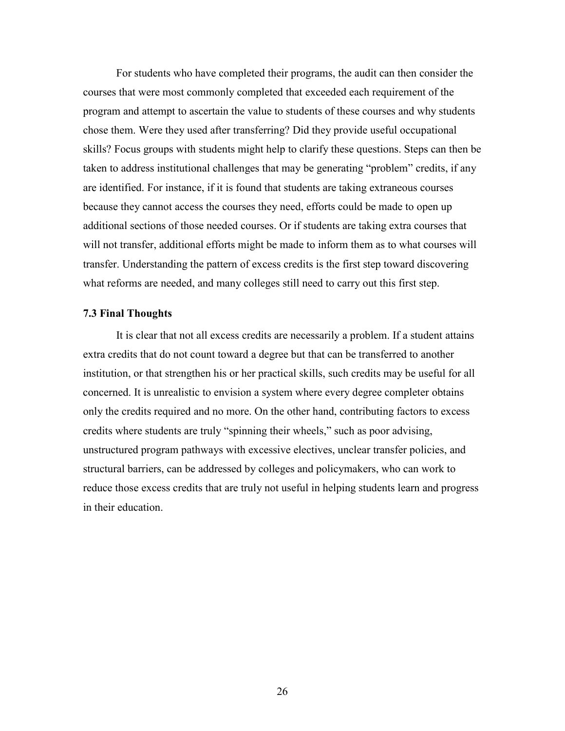For students who have completed their programs, the audit can then consider the courses that were most commonly completed that exceeded each requirement of the program and attempt to ascertain the value to students of these courses and why students chose them. Were they used after transferring? Did they provide useful occupational skills? Focus groups with students might help to clarify these questions. Steps can then be taken to address institutional challenges that may be generating "problem" credits, if any are identified. For instance, if it is found that students are taking extraneous courses because they cannot access the courses they need, efforts could be made to open up additional sections of those needed courses. Or if students are taking extra courses that will not transfer, additional efforts might be made to inform them as to what courses will transfer. Understanding the pattern of excess credits is the first step toward discovering what reforms are needed, and many colleges still need to carry out this first step.

### 7.3 Final Thoughts

It is clear that not all excess credits are necessarily a problem. If a student attains extra credits that do not count toward a degree but that can be transferred to another institution, or that strengthen his or her practical skills, such credits may be useful for all concerned. It is unrealistic to envision a system where every degree completer obtains only the credits required and no more. On the other hand, contributing factors to excess credits where students are truly "spinning their wheels," such as poor advising, unstructured program pathways with excessive electives, unclear transfer policies, and structural barriers, can be addressed by colleges and policymakers, who can work to reduce those excess credits that are truly not useful in helping students learn and progress in their education.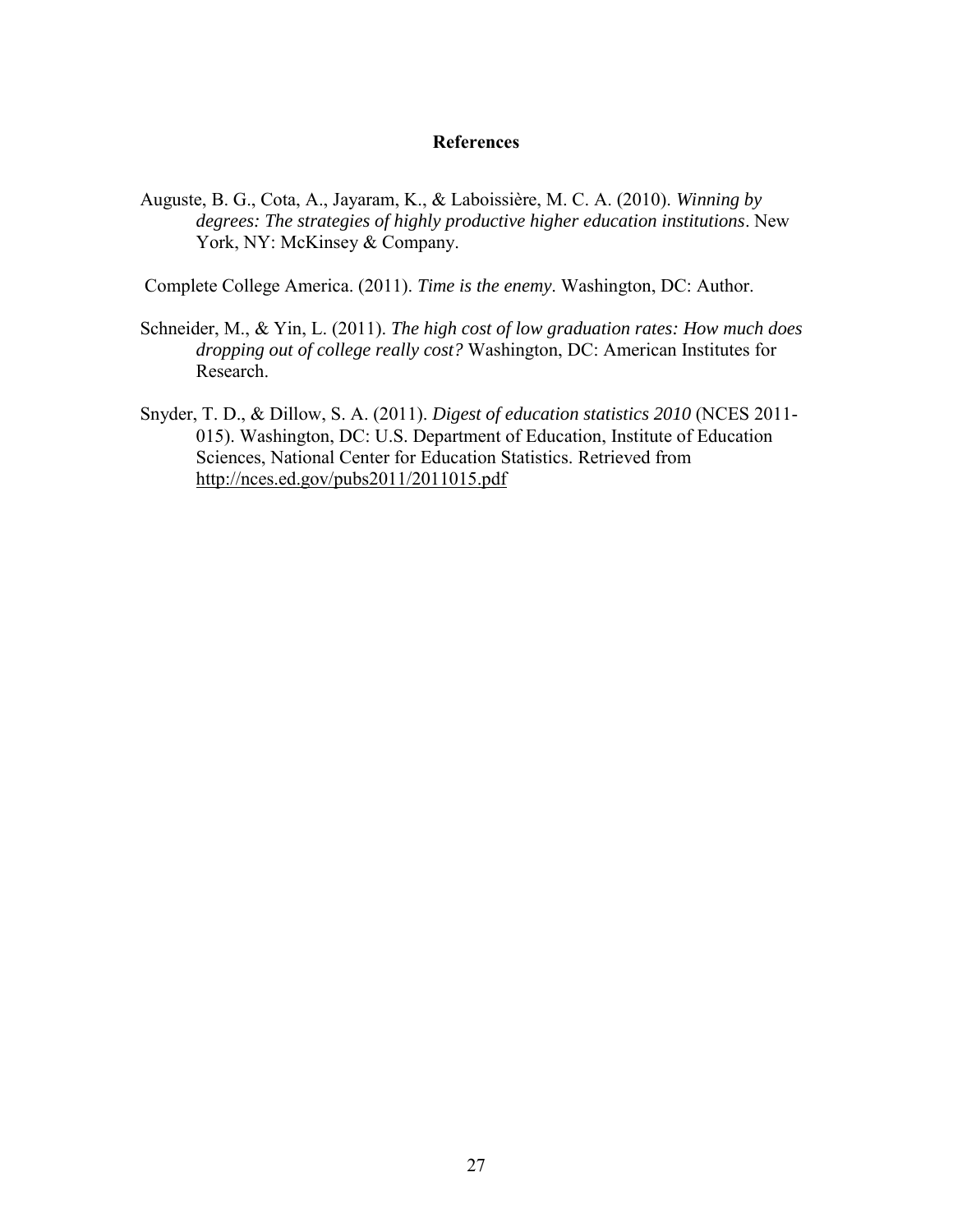# References

Auguste, B. G., Cota, A., Jayaram, K., & Laboissière, M. C. A. (2010). *Winning by degrees: The strategies of highly productive higher education institutions*. New York, NY: McKinsey & Company.

Complete College America. (2011). *Time is the enemy*. Washington, DC: Author.

Schneider, M., & Yin, L. (2011). *The high cost of low graduation rates: How much does dropping out of college really cost?* Washington, DC: American Institutes for Research.

Snyder, T. D., & Dillow, S. A. (2011). *Digest of education statistics 2010* (NCES 2011-015). Washington, DC: U.S. Department of Education, Institute of Education Sciences, National Center for Education Statistics. Retrieved from http://nces.ed.gov/pubs2011/2011015.pdf